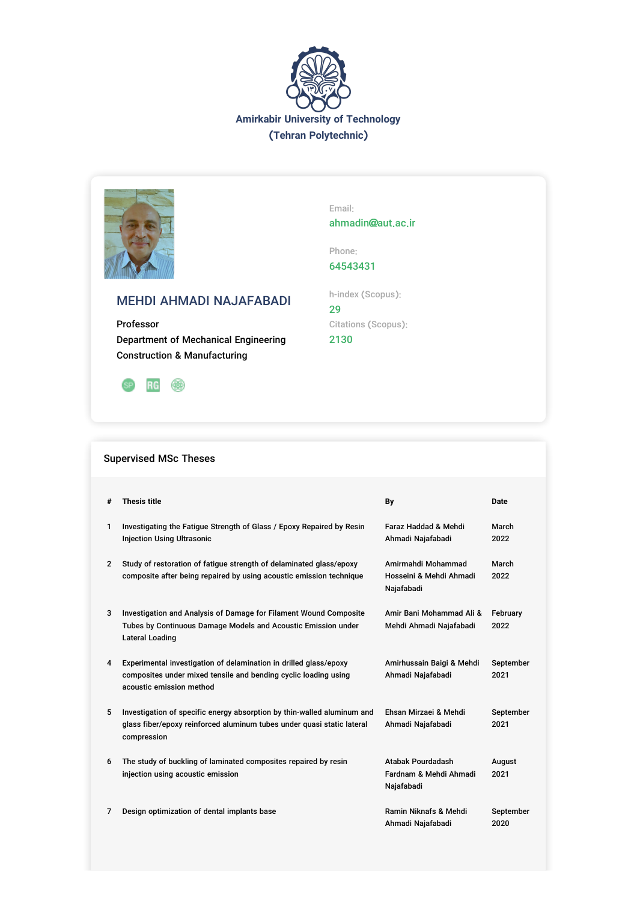Amirkabir University of Technology
(Tehran Polytechnic)

## MEHDI AHMADI NAJAFABADI

Professor
Department of Mechanical Engineering
Construction & Manufacturing

Email:
ahmadin@aut.ac.ir

Phone:
64543431

h-index (Scopus):
29

Citations (Scopus):
2130

### Supervised MSc Theses

| # | Thesis title | By | Date |
|---|---|---|---|
| 1 | Investigating the Fatigue Strength of Glass / Epoxy Repaired by Resin Injection Using Ultrasonic | Faraz Haddad & Mehdi Ahmadi Najafabadi | March 2022 |
| 2 | Study of restoration of fatigue strength of delaminated glass/epoxy composite after being repaired by using acoustic emission technique | Amirmahdi Mohammad Hosseini & Mehdi Ahmadi Najafabadi | March 2022 |
| 3 | Investigation and Analysis of Damage for Filament Wound Composite Tubes by Continuous Damage Models and Acoustic Emission under Lateral Loading | Amir Bani Mohammad Ali & Mehdi Ahmadi Najafabadi | February 2022 |
| 4 | Experimental investigation of delamination in drilled glass/epoxy composites under mixed tensile and bending cyclic loading using acoustic emission method | Amirhussain Baigi & Mehdi Ahmadi Najafabadi | September 2021 |
| 5 | Investigation of specific energy absorption by thin-walled aluminum and glass fiber/epoxy reinforced aluminum tubes under quasi static lateral compression | Ehsan Mirzaei & Mehdi Ahmadi Najafabadi | September 2021 |
| 6 | The study of buckling of laminated composites repaired by resin injection using acoustic emission | Atabak Pourdadash Fardnam & Mehdi Ahmadi Najafabadi | August 2021 |
| 7 | Design optimization of dental implants base | Ramin Niknafs & Mehdi Ahmadi Najafabadi | September 2020 |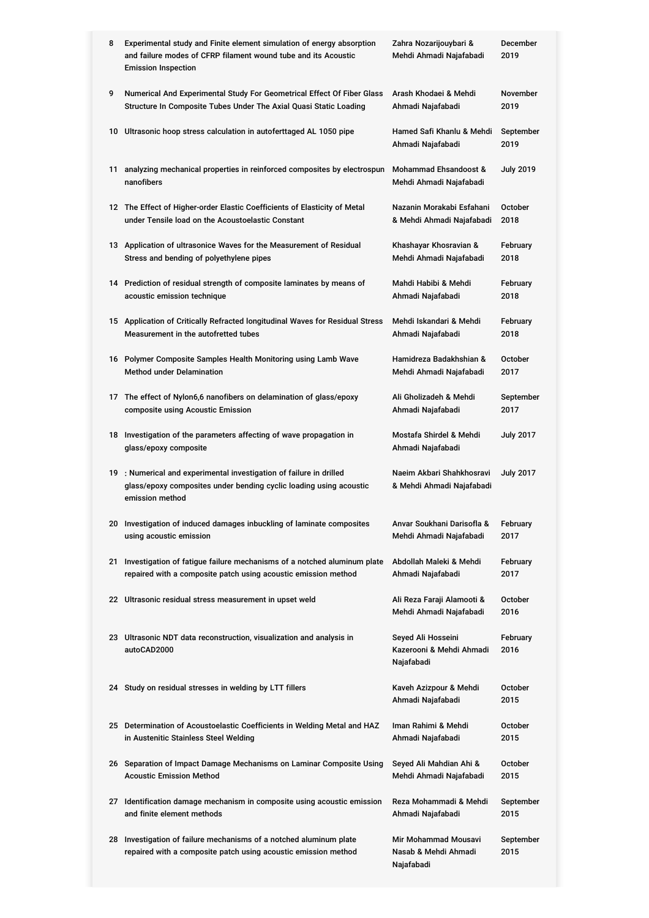| | | | |
|---|---|---|---|
| 8 | Experimental study and Finite element simulation of energy absorption and failure modes of CFRP filament wound tube and its Acoustic Emission Inspection | Zahra Nozarijouybari & Mehdi Ahmadi Najafabadi | December 2019 |
| 9 | Numerical And Experimental Study For Geometrical Effect Of Fiber Glass Structure In Composite Tubes Under The Axial Quasi Static Loading | Arash Khodaei & Mehdi Ahmadi Najafabadi | November 2019 |
| 10 | Ultrasonic hoop stress calculation in autoferttaged AL 1050 pipe | Hamed Safi Khanlu & Mehdi Ahmadi Najafabadi | September 2019 |
| 11 | analyzing mechanical properties in reinforced composites by electrospun nanofibers | Mohammad Ehsandoost & Mehdi Ahmadi Najafabadi | July 2019 |
| 12 | The Effect of Higher-order Elastic Coefficients of Elasticity of Metal under Tensile load on the Acoustoelastic Constant | Nazanin Morakabi Esfahani & Mehdi Ahmadi Najafabadi | October 2018 |
| 13 | Application of ultrasonice Waves for the Measurement of Residual Stress and bending of polyethylene pipes | Khashayar Khosravian & Mehdi Ahmadi Najafabadi | February 2018 |
| 14 | Prediction of residual strength of composite laminates by means of acoustic emission technique | Mahdi Habibi & Mehdi Ahmadi Najafabadi | February 2018 |
| 15 | Application of Critically Refracted longitudinal Waves for Residual Stress Measurement in the autofretted tubes | Mehdi Iskandari & Mehdi Ahmadi Najafabadi | February 2018 |
| 16 | Polymer Composite Samples Health Monitoring using Lamb Wave Method under Delamination | Hamidreza Badakhshian & Mehdi Ahmadi Najafabadi | October 2017 |
| 17 | The effect of Nylon6,6 nanofibers on delamination of glass/epoxy composite using Acoustic Emission | Ali Gholizadeh & Mehdi Ahmadi Najafabadi | September 2017 |
| 18 | Investigation of the parameters affecting of wave propagation in glass/epoxy composite | Mostafa Shirdel & Mehdi Ahmadi Najafabadi | July 2017 |
| 19 | : Numerical and experimental investigation of failure in drilled glass/epoxy composites under bending cyclic loading using acoustic emission method | Naeim Akbari Shahkhosravi & Mehdi Ahmadi Najafabadi | July 2017 |
| 20 | Investigation of induced damages inbuckling of laminate composites using acoustic emission | Anvar Soukhani Darisofla & Mehdi Ahmadi Najafabadi | February 2017 |
| 21 | Investigation of fatigue failure mechanisms of a notched aluminum plate repaired with a composite patch using acoustic emission method | Abdollah Maleki & Mehdi Ahmadi Najafabadi | February 2017 |
| 22 | Ultrasonic residual stress measurement in upset weld | Ali Reza Faraji Alamooti & Mehdi Ahmadi Najafabadi | October 2016 |
| 23 | Ultrasonic NDT data reconstruction, visualization and analysis in autoCAD2000 | Seyed Ali Hosseini Kazerooni & Mehdi Ahmadi Najafabadi | February 2016 |
| 24 | Study on residual stresses in welding by LTT fillers | Kaveh Azizpour & Mehdi Ahmadi Najafabadi | October 2015 |
| 25 | Determination of Acoustoelastic Coefficients in Welding Metal and HAZ in Austenitic Stainless Steel Welding | Iman Rahimi & Mehdi Ahmadi Najafabadi | October 2015 |
| 26 | Separation of Impact Damage Mechanisms on Laminar Composite Using Acoustic Emission Method | Seyed Ali Mahdian Ahi & Mehdi Ahmadi Najafabadi | October 2015 |
| 27 | Identification damage mechanism in composite using acoustic emission and finite element methods | Reza Mohammadi & Mehdi Ahmadi Najafabadi | September 2015 |
| 28 | Investigation of failure mechanisms of a notched aluminum plate repaired with a composite patch using acoustic emission method | Mir Mohammad Mousavi Nasab & Mehdi Ahmadi Najafabadi | September 2015 |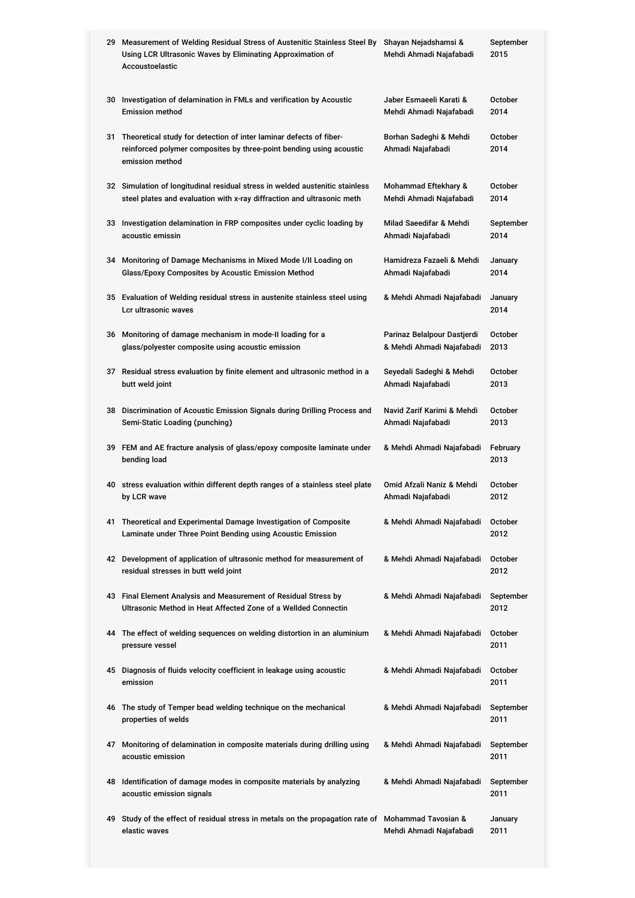| | | | |
|---|---|---|---|
| 29 | Measurement of Welding Residual Stress of Austenitic Stainless Steel By Using LCR Ultrasonic Waves by Eliminating Approximation of Accoustoelastic | Shayan Nejadshamsi & Mehdi Ahmadi Najafabadi | September 2015 |
| 30 | Investigation of delamination in FMLs and verification by Acoustic Emission method | Jaber Esmaeeli Karati & Mehdi Ahmadi Najafabadi | October 2014 |
| 31 | Theoretical study for detection of inter laminar defects of fiber-reinforced polymer composites by three-point bending using acoustic emission method | Borhan Sadeghi & Mehdi Ahmadi Najafabadi | October 2014 |
| 32 | Simulation of longitudinal residual stress in welded austenitic stainless steel plates and evaluation with x-ray diffraction and ultrasonic meth | Mohammad Eftekhary & Mehdi Ahmadi Najafabadi | October 2014 |
| 33 | Investigation delamination in FRP composites under cyclic loading by acoustic emissin | Milad Saeedifar & Mehdi Ahmadi Najafabadi | September 2014 |
| 34 | Monitoring of Damage Mechanisms in Mixed Mode I/II Loading on Glass/Epoxy Composites by Acoustic Emission Method | Hamidreza Fazaeli & Mehdi Ahmadi Najafabadi | January 2014 |
| 35 | Evaluation of Welding residual stress in austenite stainless steel using Lcr ultrasonic waves | & Mehdi Ahmadi Najafabadi | January 2014 |
| 36 | Monitoring of damage mechanism in mode-II loading for a glass/polyester composite using acoustic emission | Parinaz Belalpour Dastjerdi & Mehdi Ahmadi Najafabadi | October 2013 |
| 37 | Residual stress evaluation by finite element and ultrasonic method in a butt weld joint | Seyedali Sadeghi & Mehdi Ahmadi Najafabadi | October 2013 |
| 38 | Discrimination of Acoustic Emission Signals during Drilling Process and Semi-Static Loading (punching) | Navid Zarif Karimi & Mehdi Ahmadi Najafabadi | October 2013 |
| 39 | FEM and AE fracture analysis of glass/epoxy composite laminate under bending load | & Mehdi Ahmadi Najafabadi | February 2013 |
| 40 | stress evaluation within different depth ranges of a stainless steel plate by LCR wave | Omid Afzali Naniz & Mehdi Ahmadi Najafabadi | October 2012 |
| 41 | Theoretical and Experimental Damage Investigation of Composite Laminate under Three Point Bending using Acoustic Emission | & Mehdi Ahmadi Najafabadi | October 2012 |
| 42 | Development of application of ultrasonic method for measurement of residual stresses in butt weld joint | & Mehdi Ahmadi Najafabadi | October 2012 |
| 43 | Final Element Analysis and Measurement of Residual Stress by Ultrasonic Method in Heat Affected Zone of a Wellded Connectin | & Mehdi Ahmadi Najafabadi | September 2012 |
| 44 | The effect of welding sequences on welding distortion in an aluminium pressure vessel | & Mehdi Ahmadi Najafabadi | October 2011 |
| 45 | Diagnosis of fluids velocity coefficient in leakage using acoustic emission | & Mehdi Ahmadi Najafabadi | October 2011 |
| 46 | The study of Temper bead welding technique on the mechanical properties of welds | & Mehdi Ahmadi Najafabadi | September 2011 |
| 47 | Monitoring of delamination in composite materials during drilling using acoustic emission | & Mehdi Ahmadi Najafabadi | September 2011 |
| 48 | Identification of damage modes in composite materials by analyzing acoustic emission signals | & Mehdi Ahmadi Najafabadi | September 2011 |
| 49 | Study of the effect of residual stress in metals on the propagation rate of elastic waves | Mohammad Tavosian & Mehdi Ahmadi Najafabadi | January 2011 |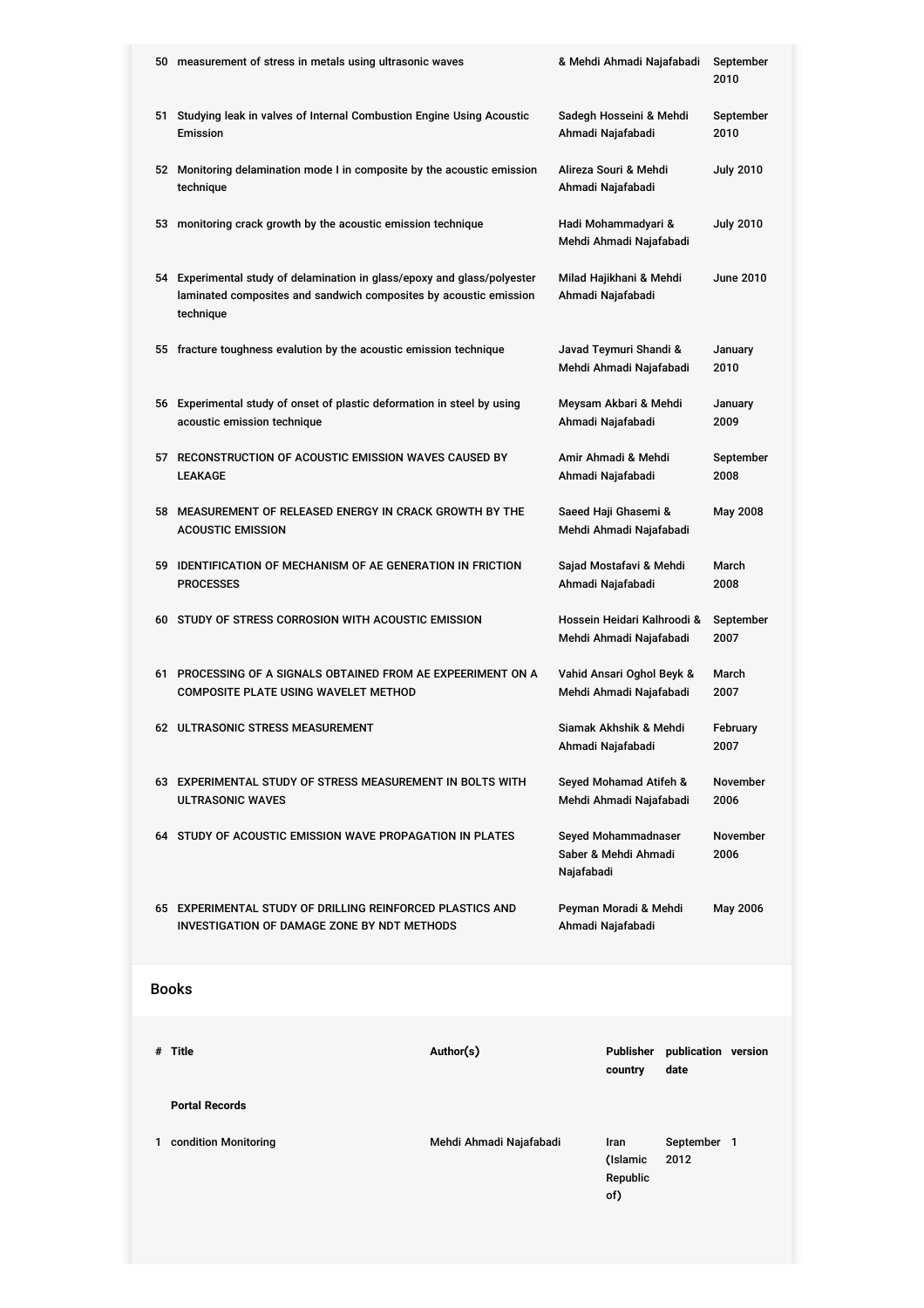| | | | |
|---|---|---|---|
| 50 | measurement of stress in metals using ultrasonic waves | & Mehdi Ahmadi Najafabadi | September 2010 |
| 51 | Studying leak in valves of Internal Combustion Engine Using Acoustic Emission | Sadegh Hosseini & Mehdi Ahmadi Najafabadi | September 2010 |
| 52 | Monitoring delamination mode I in composite by the acoustic emission technique | Alireza Souri & Mehdi Ahmadi Najafabadi | July 2010 |
| 53 | monitoring crack growth by the acoustic emission technique | Hadi Mohammadyari & Mehdi Ahmadi Najafabadi | July 2010 |
| 54 | Experimental study of delamination in glass/epoxy and glass/polyester laminated composites and sandwich composites by acoustic emission technique | Milad Hajikhani & Mehdi Ahmadi Najafabadi | June 2010 |
| 55 | fracture toughness evalution by the acoustic emission technique | Javad Teymuri Shandi & Mehdi Ahmadi Najafabadi | January 2010 |
| 56 | Experimental study of onset of plastic deformation in steel by using acoustic emission technique | Meysam Akbari & Mehdi Ahmadi Najafabadi | January 2009 |
| 57 | RECONSTRUCTION OF ACOUSTIC EMISSION WAVES CAUSED BY LEAKAGE | Amir Ahmadi & Mehdi Ahmadi Najafabadi | September 2008 |
| 58 | MEASUREMENT OF RELEASED ENERGY IN CRACK GROWTH BY THE ACOUSTIC EMISSION | Saeed Haji Ghasemi & Mehdi Ahmadi Najafabadi | May 2008 |
| 59 | IDENTIFICATION OF MECHANISM OF AE GENERATION IN FRICTION PROCESSES | Sajad Mostafavi & Mehdi Ahmadi Najafabadi | March 2008 |
| 60 | STUDY OF STRESS CORROSION WITH ACOUSTIC EMISSION | Hossein Heidari Kalhroodi & Mehdi Ahmadi Najafabadi | September 2007 |
| 61 | PROCESSING OF A SIGNALS OBTAINED FROM AE EXPEERIMENT ON A COMPOSITE PLATE USING WAVELET METHOD | Vahid Ansari Oghol Beyk & Mehdi Ahmadi Najafabadi | March 2007 |
| 62 | ULTRASONIC STRESS MEASUREMENT | Siamak Akhshik & Mehdi Ahmadi Najafabadi | February 2007 |
| 63 | EXPERIMENTAL STUDY OF STRESS MEASUREMENT IN BOLTS WITH ULTRASONIC WAVES | Seyed Mohamad Atifeh & Mehdi Ahmadi Najafabadi | November 2006 |
| 64 | STUDY OF ACOUSTIC EMISSION WAVE PROPAGATION IN PLATES | Seyed Mohammadnaser Saber & Mehdi Ahmadi Najafabadi | November 2006 |
| 65 | EXPERIMENTAL STUDY OF DRILLING REINFORCED PLASTICS AND INVESTIGATION OF DAMAGE ZONE BY NDT METHODS | Peyman Moradi & Mehdi Ahmadi Najafabadi | May 2006 |

## Books

| # | Title | Author(s) | Publisher country | publication date | version |
|---|---|---|---|---|---|
| | **Portal Records** | | | | |
| 1 | condition Monitoring | Mehdi Ahmadi Najafabadi | Iran (Islamic Republic of) | September 2012 | 1 |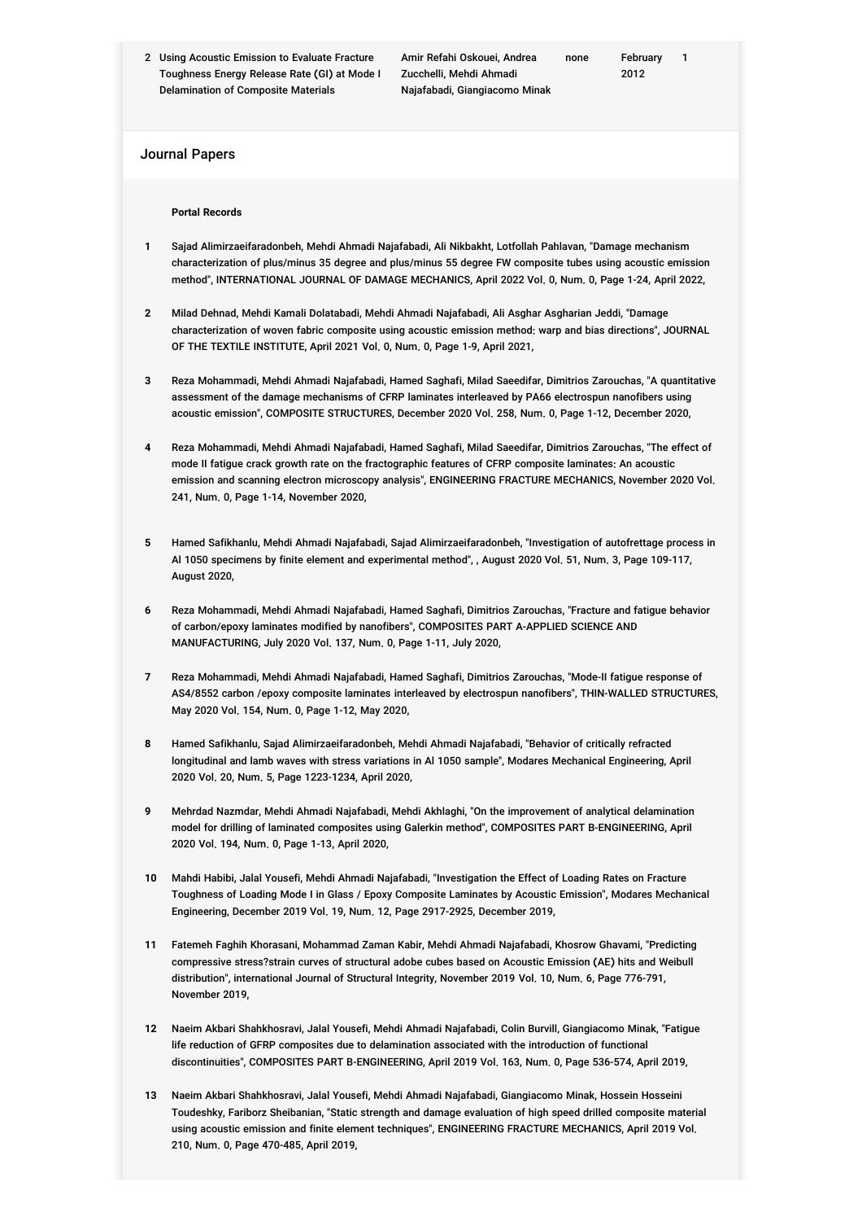| 2 | Using Acoustic Emission to Evaluate Fracture Toughness Energy Release Rate (GI) at Mode I Delamination of Composite Materials | Amir Refahi Oskouei, Andrea Zucchelli, Mehdi Ahmadi Najafabadi, Giangiacomo Minak | none | February 2012 | 1 |
|---|---|---|---|---|---|

## Journal Papers

**Portal Records**

1. Sajad Alimirzaeifaradonbeh, Mehdi Ahmadi Najafabadi, Ali Nikbakht, Lotfollah Pahlavan, "Damage mechanism characterization of plus/minus 35 degree and plus/minus 55 degree FW composite tubes using acoustic emission method", INTERNATIONAL JOURNAL OF DAMAGE MECHANICS, April 2022 Vol. 0, Num. 0, Page 1-24, April 2022,

2. Milad Dehnad, Mehdi Kamali Dolatabadi, Mehdi Ahmadi Najafabadi, Ali Asghar Asgharian Jeddi, "Damage characterization of woven fabric composite using acoustic emission method: warp and bias directions", JOURNAL OF THE TEXTILE INSTITUTE, April 2021 Vol. 0, Num. 0, Page 1-9, April 2021,

3. Reza Mohammadi, Mehdi Ahmadi Najafabadi, Hamed Saghafi, Milad Saeedifar, Dimitrios Zarouchas, "A quantitative assessment of the damage mechanisms of CFRP laminates interleaved by PA66 electrospun nanofibers using acoustic emission", COMPOSITE STRUCTURES, December 2020 Vol. 258, Num. 0, Page 1-12, December 2020,

4. Reza Mohammadi, Mehdi Ahmadi Najafabadi, Hamed Saghafi, Milad Saeedifar, Dimitrios Zarouchas, "The effect of mode II fatigue crack growth rate on the fractographic features of CFRP composite laminates: An acoustic emission and scanning electron microscopy analysis", ENGINEERING FRACTURE MECHANICS, November 2020 Vol. 241, Num. 0, Page 1-14, November 2020,

5. Hamed Safikhanlu, Mehdi Ahmadi Najafabadi, Sajad Alimirzaeifaradonbeh, "Investigation of autofrettage process in Al 1050 specimens by finite element and experimental method", , August 2020 Vol. 51, Num. 3, Page 109-117, August 2020,

6. Reza Mohammadi, Mehdi Ahmadi Najafabadi, Hamed Saghafi, Dimitrios Zarouchas, "Fracture and fatigue behavior of carbon/epoxy laminates modified by nanofibers", COMPOSITES PART A-APPLIED SCIENCE AND MANUFACTURING, July 2020 Vol. 137, Num. 0, Page 1-11, July 2020,

7. Reza Mohammadi, Mehdi Ahmadi Najafabadi, Hamed Saghafi, Dimitrios Zarouchas, "Mode-II fatigue response of AS4/8552 carbon /epoxy composite laminates interleaved by electrospun nanofibers", THIN-WALLED STRUCTURES, May 2020 Vol. 154, Num. 0, Page 1-12, May 2020,

8. Hamed Safikhanlu, Sajad Alimirzaeifaradonbeh, Mehdi Ahmadi Najafabadi, "Behavior of critically refracted longitudinal and lamb waves with stress variations in Al 1050 sample", Modares Mechanical Engineering, April 2020 Vol. 20, Num. 5, Page 1223-1234, April 2020,

9. Mehrdad Nazmdar, Mehdi Ahmadi Najafabadi, Mehdi Akhlaghi, "On the improvement of analytical delamination model for drilling of laminated composites using Galerkin method", COMPOSITES PART B-ENGINEERING, April 2020 Vol. 194, Num. 0, Page 1-13, April 2020,

10. Mahdi Habibi, Jalal Yousefi, Mehdi Ahmadi Najafabadi, "Investigation the Effect of Loading Rates on Fracture Toughness of Loading Mode I in Glass / Epoxy Composite Laminates by Acoustic Emission", Modares Mechanical Engineering, December 2019 Vol. 19, Num. 12, Page 2917-2925, December 2019,

11. Fatemeh Faghih Khorasani, Mohammad Zaman Kabir, Mehdi Ahmadi Najafabadi, Khosrow Ghavami, "Predicting compressive stress?strain curves of structural adobe cubes based on Acoustic Emission (AE) hits and Weibull distribution", international Journal of Structural Integrity, November 2019 Vol. 10, Num. 6, Page 776-791, November 2019,

12. Naeim Akbari Shahkhosravi, Jalal Yousefi, Mehdi Ahmadi Najafabadi, Colin Burvill, Giangiacomo Minak, "Fatigue life reduction of GFRP composites due to delamination associated with the introduction of functional discontinuities", COMPOSITES PART B-ENGINEERING, April 2019 Vol. 163, Num. 0, Page 536-574, April 2019,

13. Naeim Akbari Shahkhosravi, Jalal Yousefi, Mehdi Ahmadi Najafabadi, Giangiacomo Minak, Hossein Hosseini Toudeshky, Fariborz Sheibanian, "Static strength and damage evaluation of high speed drilled composite material using acoustic emission and finite element techniques", ENGINEERING FRACTURE MECHANICS, April 2019 Vol. 210, Num. 0, Page 470-485, April 2019,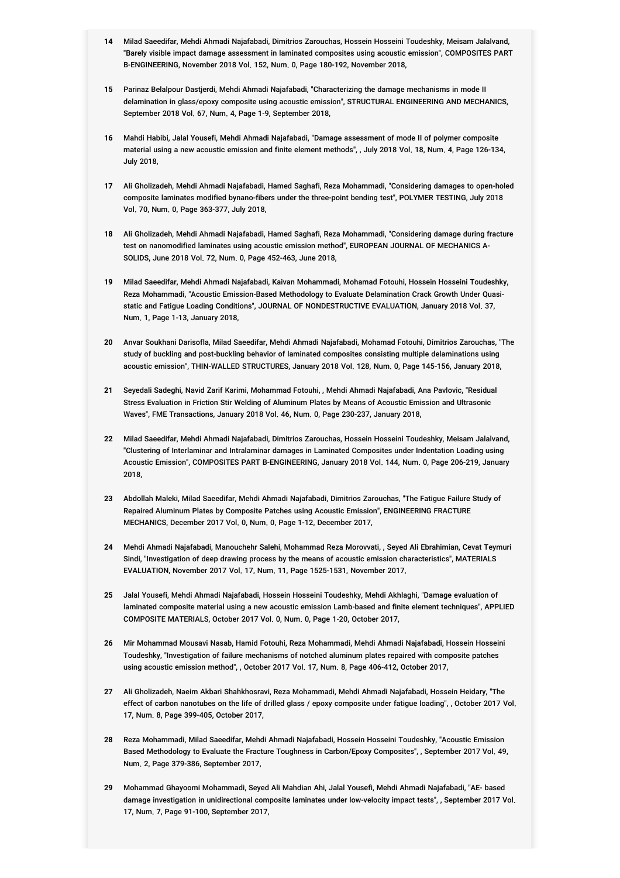14 Milad Saeedifar, Mehdi Ahmadi Najafabadi, Dimitrios Zarouchas, Hossein Hosseini Toudeshky, Meisam Jalalvand, "Barely visible impact damage assessment in laminated composites using acoustic emission", COMPOSITES PART B-ENGINEERING, November 2018 Vol. 152, Num. 0, Page 180-192, November 2018,

15 Parinaz Belalpour Dastjerdi, Mehdi Ahmadi Najafabadi, "Characterizing the damage mechanisms in mode II delamination in glass/epoxy composite using acoustic emission", STRUCTURAL ENGINEERING AND MECHANICS, September 2018 Vol. 67, Num. 4, Page 1-9, September 2018,

16 Mahdi Habibi, Jalal Yousefi, Mehdi Ahmadi Najafabadi, "Damage assessment of mode II of polymer composite material using a new acoustic emission and finite element methods", , July 2018 Vol. 18, Num. 4, Page 126-134, July 2018,

17 Ali Gholizadeh, Mehdi Ahmadi Najafabadi, Hamed Saghafi, Reza Mohammadi, "Considering damages to open-holed composite laminates modified bynano-fibers under the three-point bending test", POLYMER TESTING, July 2018 Vol. 70, Num. 0, Page 363-377, July 2018,

18 Ali Gholizadeh, Mehdi Ahmadi Najafabadi, Hamed Saghafi, Reza Mohammadi, "Considering damage during fracture test on nanomodified laminates using acoustic emission method", EUROPEAN JOURNAL OF MECHANICS A-SOLIDS, June 2018 Vol. 72, Num. 0, Page 452-463, June 2018,

19 Milad Saeedifar, Mehdi Ahmadi Najafabadi, Kaivan Mohammadi, Mohamad Fotouhi, Hossein Hosseini Toudeshky, Reza Mohammadi, "Acoustic Emission-Based Methodology to Evaluate Delamination Crack Growth Under Quasi-static and Fatigue Loading Conditions", JOURNAL OF NONDESTRUCTIVE EVALUATION, January 2018 Vol. 37, Num. 1, Page 1-13, January 2018,

20 Anvar Soukhani Darisofla, Milad Saeedifar, Mehdi Ahmadi Najafabadi, Mohamad Fotouhi, Dimitrios Zarouchas, "The study of buckling and post-buckling behavior of laminated composites consisting multiple delaminations using acoustic emission", THIN-WALLED STRUCTURES, January 2018 Vol. 128, Num. 0, Page 145-156, January 2018,

21 Seyedali Sadeghi, Navid Zarif Karimi, Mohammad Fotouhi, , Mehdi Ahmadi Najafabadi, Ana Pavlovic, "Residual Stress Evaluation in Friction Stir Welding of Aluminum Plates by Means of Acoustic Emission and Ultrasonic Waves", FME Transactions, January 2018 Vol. 46, Num. 0, Page 230-237, January 2018,

22 Milad Saeedifar, Mehdi Ahmadi Najafabadi, Dimitrios Zarouchas, Hossein Hosseini Toudeshky, Meisam Jalalvand, "Clustering of Interlaminar and Intralaminar damages in Laminated Composites under Indentation Loading using Acoustic Emission", COMPOSITES PART B-ENGINEERING, January 2018 Vol. 144, Num. 0, Page 206-219, January 2018,

23 Abdollah Maleki, Milad Saeedifar, Mehdi Ahmadi Najafabadi, Dimitrios Zarouchas, "The Fatigue Failure Study of Repaired Aluminum Plates by Composite Patches using Acoustic Emission", ENGINEERING FRACTURE MECHANICS, December 2017 Vol. 0, Num. 0, Page 1-12, December 2017,

24 Mehdi Ahmadi Najafabadi, Manouchehr Salehi, Mohammad Reza Morovvati, , Seyed Ali Ebrahimian, Cevat Teymuri Sindi, "Investigation of deep drawing process by the means of acoustic emission characteristics", MATERIALS EVALUATION, November 2017 Vol. 17, Num. 11, Page 1525-1531, November 2017,

25 Jalal Yousefi, Mehdi Ahmadi Najafabadi, Hossein Hosseini Toudeshky, Mehdi Akhlaghi, "Damage evaluation of laminated composite material using a new acoustic emission Lamb-based and finite element techniques", APPLIED COMPOSITE MATERIALS, October 2017 Vol. 0, Num. 0, Page 1-20, October 2017,

26 Mir Mohammad Mousavi Nasab, Hamid Fotouhi, Reza Mohammadi, Mehdi Ahmadi Najafabadi, Hossein Hosseini Toudeshky, "Investigation of failure mechanisms of notched aluminum plates repaired with composite patches using acoustic emission method", , October 2017 Vol. 17, Num. 8, Page 406-412, October 2017,

27 Ali Gholizadeh, Naeim Akbari Shahkhosravi, Reza Mohammadi, Mehdi Ahmadi Najafabadi, Hossein Heidary, "The effect of carbon nanotubes on the life of drilled glass / epoxy composite under fatigue loading", , October 2017 Vol. 17, Num. 8, Page 399-405, October 2017,

28 Reza Mohammadi, Milad Saeedifar, Mehdi Ahmadi Najafabadi, Hossein Hosseini Toudeshky, "Acoustic Emission Based Methodology to Evaluate the Fracture Toughness in Carbon/Epoxy Composites", , September 2017 Vol. 49, Num. 2, Page 379-386, September 2017,

29 Mohammad Ghayoomi Mohammadi, Seyed Ali Mahdian Ahi, Jalal Yousefi, Mehdi Ahmadi Najafabadi, "AE- based damage investigation in unidirectional composite laminates under low-velocity impact tests", , September 2017 Vol. 17, Num. 7, Page 91-100, September 2017,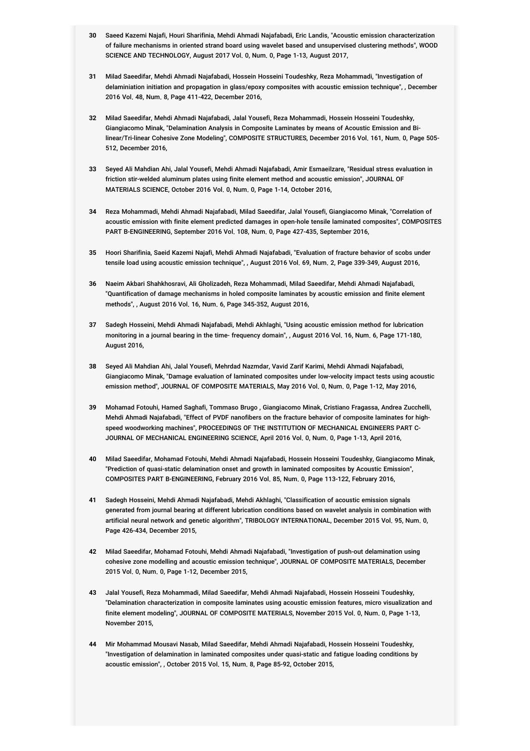30 Saeed Kazemi Najafi, Houri Sharifinia, Mehdi Ahmadi Najafabadi, Eric Landis, "Acoustic emission characterization of failure mechanisms in oriented strand board using wavelet based and unsupervised clustering methods", WOOD SCIENCE AND TECHNOLOGY, August 2017 Vol. 0, Num. 0, Page 1-13, August 2017,

31 Milad Saeedifar, Mehdi Ahmadi Najafabadi, Hossein Hosseini Toudeshky, Reza Mohammadi, "Investigation of delaminiation initiation and propagation in glass/epoxy composites with acoustic emission technique", , December 2016 Vol. 48, Num. 8, Page 411-422, December 2016,

32 Milad Saeedifar, Mehdi Ahmadi Najafabadi, Jalal Yousefi, Reza Mohammadi, Hossein Hosseini Toudeshky, Giangiacomo Minak, "Delamination Analysis in Composite Laminates by means of Acoustic Emission and Bi-linear/Tri-linear Cohesive Zone Modeling", COMPOSITE STRUCTURES, December 2016 Vol. 161, Num. 0, Page 505-512, December 2016,

33 Seyed Ali Mahdian Ahi, Jalal Yousefi, Mehdi Ahmadi Najafabadi, Amir Esmaeilzare, "Residual stress evaluation in friction stir-welded aluminum plates using finite element method and acoustic emission", JOURNAL OF MATERIALS SCIENCE, October 2016 Vol. 0, Num. 0, Page 1-14, October 2016,

34 Reza Mohammadi, Mehdi Ahmadi Najafabadi, Milad Saeedifar, Jalal Yousefi, Giangiacomo Minak, "Correlation of acoustic emission with finite element predicted damages in open-hole tensile laminated composites", COMPOSITES PART B-ENGINEERING, September 2016 Vol. 108, Num. 0, Page 427-435, September 2016,

35 Hoori Sharifinia, Saeid Kazemi Najafi, Mehdi Ahmadi Najafabadi, "Evaluation of fracture behavior of scobs under tensile load using acoustic emission technique", , August 2016 Vol. 69, Num. 2, Page 339-349, August 2016,

36 Naeim Akbari Shahkhosravi, Ali Gholizadeh, Reza Mohammadi, Milad Saeedifar, Mehdi Ahmadi Najafabadi, "Quantification of damage mechanisms in holed composite laminates by acoustic emission and finite element methods", , August 2016 Vol. 16, Num. 6, Page 345-352, August 2016,

37 Sadegh Hosseini, Mehdi Ahmadi Najafabadi, Mehdi Akhlaghi, "Using acoustic emission method for lubrication monitoring in a journal bearing in the time- frequency domain", , August 2016 Vol. 16, Num. 6, Page 171-180, August 2016,

38 Seyed Ali Mahdian Ahi, Jalal Yousefi, Mehrdad Nazmdar, Vavid Zarif Karimi, Mehdi Ahmadi Najafabadi, Giangiacomo Minak, "Damage evaluation of laminated composites under low-velocity impact tests using acoustic emission method", JOURNAL OF COMPOSITE MATERIALS, May 2016 Vol. 0, Num. 0, Page 1-12, May 2016,

39 Mohamad Fotouhi, Hamed Saghafi, Tommaso Brugo , Giangiacomo Minak, Cristiano Fragassa, Andrea Zucchelli, Mehdi Ahmadi Najafabadi, "Effect of PVDF nanofibers on the fracture behavior of composite laminates for high-speed woodworking machines", PROCEEDINGS OF THE INSTITUTION OF MECHANICAL ENGINEERS PART C-JOURNAL OF MECHANICAL ENGINEERING SCIENCE, April 2016 Vol. 0, Num. 0, Page 1-13, April 2016,

40 Milad Saeedifar, Mohamad Fotouhi, Mehdi Ahmadi Najafabadi, Hossein Hosseini Toudeshky, Giangiacomo Minak, "Prediction of quasi-static delamination onset and growth in laminated composites by Acoustic Emission", COMPOSITES PART B-ENGINEERING, February 2016 Vol. 85, Num. 0, Page 113-122, February 2016,

41 Sadegh Hosseini, Mehdi Ahmadi Najafabadi, Mehdi Akhlaghi, "Classification of acoustic emission signals generated from journal bearing at different lubrication conditions based on wavelet analysis in combination with artificial neural network and genetic algorithm", TRIBOLOGY INTERNATIONAL, December 2015 Vol. 95, Num. 0, Page 426-434, December 2015,

42 Milad Saeedifar, Mohamad Fotouhi, Mehdi Ahmadi Najafabadi, "Investigation of push-out delamination using cohesive zone modelling and acoustic emission technique", JOURNAL OF COMPOSITE MATERIALS, December 2015 Vol. 0, Num. 0, Page 1-12, December 2015,

43 Jalal Yousefi, Reza Mohammadi, Milad Saeedifar, Mehdi Ahmadi Najafabadi, Hossein Hosseini Toudeshky, "Delamination characterization in composite laminates using acoustic emission features, micro visualization and finite element modeling", JOURNAL OF COMPOSITE MATERIALS, November 2015 Vol. 0, Num. 0, Page 1-13, November 2015,

44 Mir Mohammad Mousavi Nasab, Milad Saeedifar, Mehdi Ahmadi Najafabadi, Hossein Hosseini Toudeshky, "Investigation of delamination in laminated composites under quasi-static and fatigue loading conditions by acoustic emission", , October 2015 Vol. 15, Num. 8, Page 85-92, October 2015,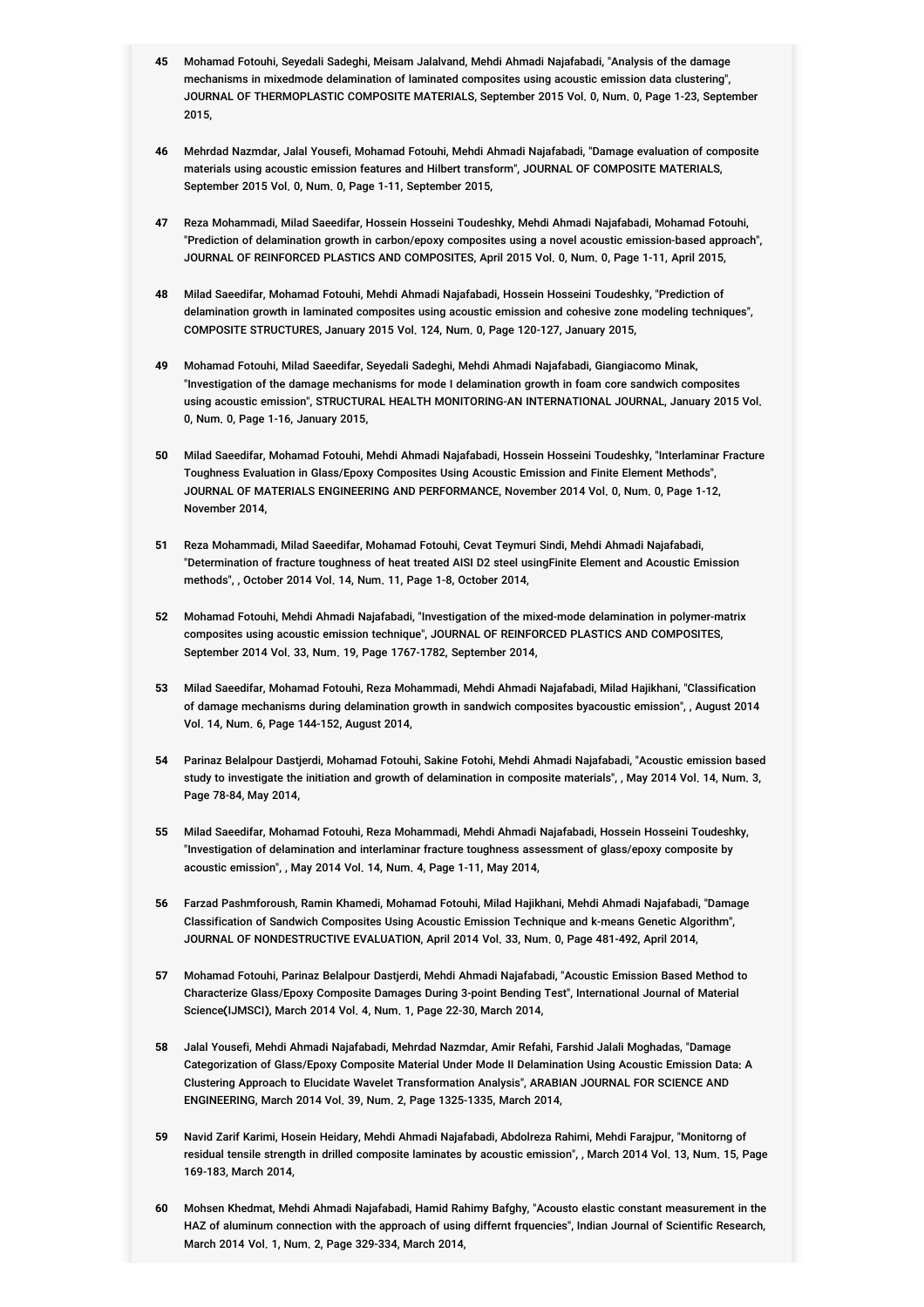45 Mohamad Fotouhi, Seyedali Sadeghi, Meisam Jalalvand, Mehdi Ahmadi Najafabadi, "Analysis of the damage mechanisms in mixedmode delamination of laminated composites using acoustic emission data clustering", JOURNAL OF THERMOPLASTIC COMPOSITE MATERIALS, September 2015 Vol. 0, Num. 0, Page 1-23, September 2015,

46 Mehrdad Nazmdar, Jalal Yousefi, Mohamad Fotouhi, Mehdi Ahmadi Najafabadi, "Damage evaluation of composite materials using acoustic emission features and Hilbert transform", JOURNAL OF COMPOSITE MATERIALS, September 2015 Vol. 0, Num. 0, Page 1-11, September 2015,

47 Reza Mohammadi, Milad Saeedifar, Hossein Hosseini Toudeshky, Mehdi Ahmadi Najafabadi, Mohamad Fotouhi, "Prediction of delamination growth in carbon/epoxy composites using a novel acoustic emission-based approach", JOURNAL OF REINFORCED PLASTICS AND COMPOSITES, April 2015 Vol. 0, Num. 0, Page 1-11, April 2015,

48 Milad Saeedifar, Mohamad Fotouhi, Mehdi Ahmadi Najafabadi, Hossein Hosseini Toudeshky, "Prediction of delamination growth in laminated composites using acoustic emission and cohesive zone modeling techniques", COMPOSITE STRUCTURES, January 2015 Vol. 124, Num. 0, Page 120-127, January 2015,

49 Mohamad Fotouhi, Milad Saeedifar, Seyedali Sadeghi, Mehdi Ahmadi Najafabadi, Giangiacomo Minak, "Investigation of the damage mechanisms for mode I delamination growth in foam core sandwich composites using acoustic emission", STRUCTURAL HEALTH MONITORING-AN INTERNATIONAL JOURNAL, January 2015 Vol. 0, Num. 0, Page 1-16, January 2015,

50 Milad Saeedifar, Mohamad Fotouhi, Mehdi Ahmadi Najafabadi, Hossein Hosseini Toudeshky, "Interlaminar Fracture Toughness Evaluation in Glass/Epoxy Composites Using Acoustic Emission and Finite Element Methods", JOURNAL OF MATERIALS ENGINEERING AND PERFORMANCE, November 2014 Vol. 0, Num. 0, Page 1-12, November 2014,

51 Reza Mohammadi, Milad Saeedifar, Mohamad Fotouhi, Cevat Teymuri Sindi, Mehdi Ahmadi Najafabadi, "Determination of fracture toughness of heat treated AISI D2 steel usingFinite Element and Acoustic Emission methods", , October 2014 Vol. 14, Num. 11, Page 1-8, October 2014,

52 Mohamad Fotouhi, Mehdi Ahmadi Najafabadi, "Investigation of the mixed-mode delamination in polymer-matrix composites using acoustic emission technique", JOURNAL OF REINFORCED PLASTICS AND COMPOSITES, September 2014 Vol. 33, Num. 19, Page 1767-1782, September 2014,

53 Milad Saeedifar, Mohamad Fotouhi, Reza Mohammadi, Mehdi Ahmadi Najafabadi, Milad Hajikhani, "Classification of damage mechanisms during delamination growth in sandwich composites byacoustic emission", , August 2014 Vol. 14, Num. 6, Page 144-152, August 2014,

54 Parinaz Belalpour Dastjerdi, Mohamad Fotouhi, Sakine Fotohi, Mehdi Ahmadi Najafabadi, "Acoustic emission based study to investigate the initiation and growth of delamination in composite materials", , May 2014 Vol. 14, Num. 3, Page 78-84, May 2014,

55 Milad Saeedifar, Mohamad Fotouhi, Reza Mohammadi, Mehdi Ahmadi Najafabadi, Hossein Hosseini Toudeshky, "Investigation of delamination and interlaminar fracture toughness assessment of glass/epoxy composite by acoustic emission", , May 2014 Vol. 14, Num. 4, Page 1-11, May 2014,

56 Farzad Pashmforoush, Ramin Khamedi, Mohamad Fotouhi, Milad Hajikhani, Mehdi Ahmadi Najafabadi, "Damage Classification of Sandwich Composites Using Acoustic Emission Technique and k-means Genetic Algorithm", JOURNAL OF NONDESTRUCTIVE EVALUATION, April 2014 Vol. 33, Num. 0, Page 481-492, April 2014,

57 Mohamad Fotouhi, Parinaz Belalpour Dastjerdi, Mehdi Ahmadi Najafabadi, "Acoustic Emission Based Method to Characterize Glass/Epoxy Composite Damages During 3-point Bending Test", International Journal of Material Science(IJMSCI), March 2014 Vol. 4, Num. 1, Page 22-30, March 2014,

58 Jalal Yousefi, Mehdi Ahmadi Najafabadi, Mehrdad Nazmdar, Amir Refahi, Farshid Jalali Moghadas, "Damage Categorization of Glass/Epoxy Composite Material Under Mode II Delamination Using Acoustic Emission Data: A Clustering Approach to Elucidate Wavelet Transformation Analysis", ARABIAN JOURNAL FOR SCIENCE AND ENGINEERING, March 2014 Vol. 39, Num. 2, Page 1325-1335, March 2014,

59 Navid Zarif Karimi, Hosein Heidary, Mehdi Ahmadi Najafabadi, Abdolreza Rahimi, Mehdi Farajpur, "Monitorng of residual tensile strength in drilled composite laminates by acoustic emission", , March 2014 Vol. 13, Num. 15, Page 169-183, March 2014,

60 Mohsen Khedmat, Mehdi Ahmadi Najafabadi, Hamid Rahimy Bafghy, "Acousto elastic constant measurement in the HAZ of aluminum connection with the approach of using differnt frquencies", Indian Journal of Scientific Research, March 2014 Vol. 1, Num. 2, Page 329-334, March 2014,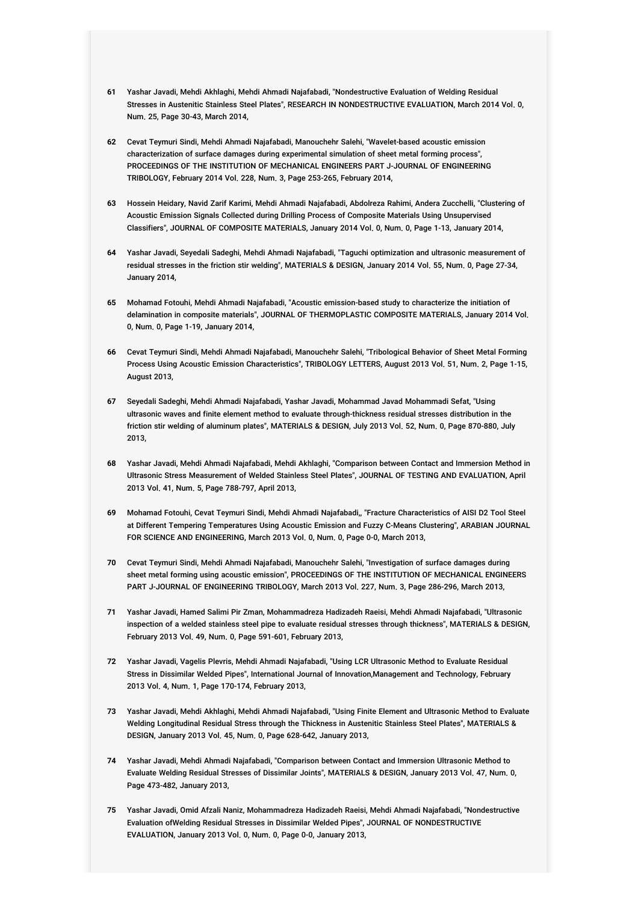61 Yashar Javadi, Mehdi Akhlaghi, Mehdi Ahmadi Najafabadi, "Nondestructive Evaluation of Welding Residual Stresses in Austenitic Stainless Steel Plates", RESEARCH IN NONDESTRUCTIVE EVALUATION, March 2014 Vol. 0, Num. 25, Page 30-43, March 2014,

62 Cevat Teymuri Sindi, Mehdi Ahmadi Najafabadi, Manouchehr Salehi, "Wavelet-based acoustic emission characterization of surface damages during experimental simulation of sheet metal forming process", PROCEEDINGS OF THE INSTITUTION OF MECHANICAL ENGINEERS PART J-JOURNAL OF ENGINEERING TRIBOLOGY, February 2014 Vol. 228, Num. 3, Page 253-265, February 2014,

63 Hossein Heidary, Navid Zarif Karimi, Mehdi Ahmadi Najafabadi, Abdolreza Rahimi, Andera Zucchelli, "Clustering of Acoustic Emission Signals Collected during Drilling Process of Composite Materials Using Unsupervised Classifiers", JOURNAL OF COMPOSITE MATERIALS, January 2014 Vol. 0, Num. 0, Page 1-13, January 2014,

64 Yashar Javadi, Seyedali Sadeghi, Mehdi Ahmadi Najafabadi, "Taguchi optimization and ultrasonic measurement of residual stresses in the friction stir welding", MATERIALS & DESIGN, January 2014 Vol. 55, Num. 0, Page 27-34, January 2014,

65 Mohamad Fotouhi, Mehdi Ahmadi Najafabadi, "Acoustic emission-based study to characterize the initiation of delamination in composite materials", JOURNAL OF THERMOPLASTIC COMPOSITE MATERIALS, January 2014 Vol. 0, Num. 0, Page 1-19, January 2014,

66 Cevat Teymuri Sindi, Mehdi Ahmadi Najafabadi, Manouchehr Salehi, "Tribological Behavior of Sheet Metal Forming Process Using Acoustic Emission Characteristics", TRIBOLOGY LETTERS, August 2013 Vol. 51, Num. 2, Page 1-15, August 2013,

67 Seyedali Sadeghi, Mehdi Ahmadi Najafabadi, Yashar Javadi, Mohammad Javad Mohammadi Sefat, "Using ultrasonic waves and finite element method to evaluate through-thickness residual stresses distribution in the friction stir welding of aluminum plates", MATERIALS & DESIGN, July 2013 Vol. 52, Num. 0, Page 870-880, July 2013,

68 Yashar Javadi, Mehdi Ahmadi Najafabadi, Mehdi Akhlaghi, "Comparison between Contact and Immersion Method in Ultrasonic Stress Measurement of Welded Stainless Steel Plates", JOURNAL OF TESTING AND EVALUATION, April 2013 Vol. 41, Num. 5, Page 788-797, April 2013,

69 Mohamad Fotouhi, Cevat Teymuri Sindi, Mehdi Ahmadi Najafabadi,, "Fracture Characteristics of AISI D2 Tool Steel at Different Tempering Temperatures Using Acoustic Emission and Fuzzy C-Means Clustering", ARABIAN JOURNAL FOR SCIENCE AND ENGINEERING, March 2013 Vol. 0, Num. 0, Page 0-0, March 2013,

70 Cevat Teymuri Sindi, Mehdi Ahmadi Najafabadi, Manouchehr Salehi, "Investigation of surface damages during sheet metal forming using acoustic emission", PROCEEDINGS OF THE INSTITUTION OF MECHANICAL ENGINEERS PART J-JOURNAL OF ENGINEERING TRIBOLOGY, March 2013 Vol. 227, Num. 3, Page 286-296, March 2013,

71 Yashar Javadi, Hamed Salimi Pir Zman, Mohammadreza Hadizadeh Raeisi, Mehdi Ahmadi Najafabadi, "Ultrasonic inspection of a welded stainless steel pipe to evaluate residual stresses through thickness", MATERIALS & DESIGN, February 2013 Vol. 49, Num. 0, Page 591-601, February 2013,

72 Yashar Javadi, Vagelis Plevris, Mehdi Ahmadi Najafabadi, "Using LCR Ultrasonic Method to Evaluate Residual Stress in Dissimilar Welded Pipes", International Journal of Innovation,Management and Technology, February 2013 Vol. 4, Num. 1, Page 170-174, February 2013,

73 Yashar Javadi, Mehdi Akhlaghi, Mehdi Ahmadi Najafabadi, "Using Finite Element and Ultrasonic Method to Evaluate Welding Longitudinal Residual Stress through the Thickness in Austenitic Stainless Steel Plates", MATERIALS & DESIGN, January 2013 Vol. 45, Num. 0, Page 628-642, January 2013,

74 Yashar Javadi, Mehdi Ahmadi Najafabadi, "Comparison between Contact and Immersion Ultrasonic Method to Evaluate Welding Residual Stresses of Dissimilar Joints", MATERIALS & DESIGN, January 2013 Vol. 47, Num. 0, Page 473-482, January 2013,

75 Yashar Javadi, Omid Afzali Naniz, Mohammadreza Hadizadeh Raeisi, Mehdi Ahmadi Najafabadi, "Nondestructive Evaluation ofWelding Residual Stresses in Dissimilar Welded Pipes", JOURNAL OF NONDESTRUCTIVE EVALUATION, January 2013 Vol. 0, Num. 0, Page 0-0, January 2013,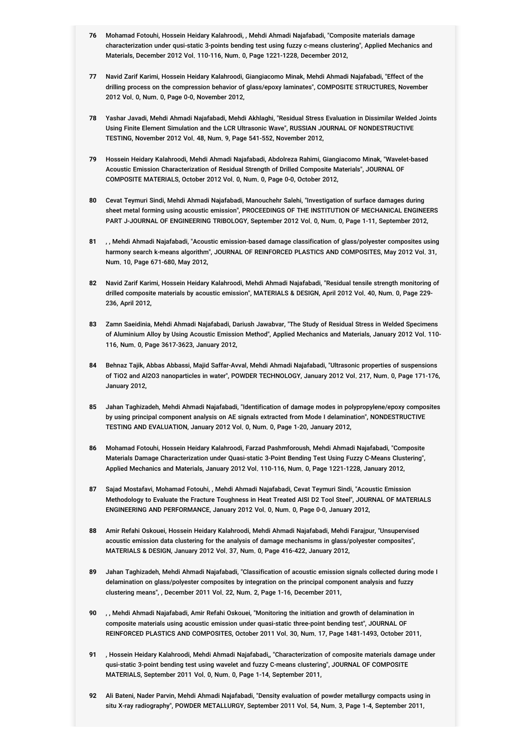76 Mohamad Fotouhi, Hossein Heidary Kalahroodi, , Mehdi Ahmadi Najafabadi, "Composite materials damage characterization under qusi-static 3-points bending test using fuzzy c-means clustering", Applied Mechanics and Materials, December 2012 Vol. 110-116, Num. 0, Page 1221-1228, December 2012,

77 Navid Zarif Karimi, Hossein Heidary Kalahroodi, Giangiacomo Minak, Mehdi Ahmadi Najafabadi, "Effect of the drilling process on the compression behavior of glass/epoxy laminates", COMPOSITE STRUCTURES, November 2012 Vol. 0, Num. 0, Page 0-0, November 2012,

78 Yashar Javadi, Mehdi Ahmadi Najafabadi, Mehdi Akhlaghi, "Residual Stress Evaluation in Dissimilar Welded Joints Using Finite Element Simulation and the LCR Ultrasonic Wave", RUSSIAN JOURNAL OF NONDESTRUCTIVE TESTING, November 2012 Vol. 48, Num. 9, Page 541-552, November 2012,

79 Hossein Heidary Kalahroodi, Mehdi Ahmadi Najafabadi, Abdolreza Rahimi, Giangiacomo Minak, "Wavelet-based Acoustic Emission Characterization of Residual Strength of Drilled Composite Materials", JOURNAL OF COMPOSITE MATERIALS, October 2012 Vol. 0, Num. 0, Page 0-0, October 2012,

80 Cevat Teymuri Sindi, Mehdi Ahmadi Najafabadi, Manouchehr Salehi, "Investigation of surface damages during sheet metal forming using acoustic emission", PROCEEDINGS OF THE INSTITUTION OF MECHANICAL ENGINEERS PART J-JOURNAL OF ENGINEERING TRIBOLOGY, September 2012 Vol. 0, Num. 0, Page 1-11, September 2012,

81 , , Mehdi Ahmadi Najafabadi, "Acoustic emission-based damage classification of glass/polyester composites using harmony search k-means algorithm", JOURNAL OF REINFORCED PLASTICS AND COMPOSITES, May 2012 Vol. 31, Num. 10, Page 671-680, May 2012,

82 Navid Zarif Karimi, Hossein Heidary Kalahroodi, Mehdi Ahmadi Najafabadi, "Residual tensile strength monitoring of drilled composite materials by acoustic emission", MATERIALS & DESIGN, April 2012 Vol. 40, Num. 0, Page 229-236, April 2012,

83 Zamn Saeidinia, Mehdi Ahmadi Najafabadi, Dariush Jawabvar, "The Study of Residual Stress in Welded Specimens of Aluminium Alloy by Using Acoustic Emission Method", Applied Mechanics and Materials, January 2012 Vol. 110-116, Num. 0, Page 3617-3623, January 2012,

84 Behnaz Tajik, Abbas Abbassi, Majid Saffar-Avval, Mehdi Ahmadi Najafabadi, "Ultrasonic properties of suspensions of TiO2 and Al2O3 nanoparticles in water", POWDER TECHNOLOGY, January 2012 Vol. 217, Num. 0, Page 171-176, January 2012,

85 Jahan Taghizadeh, Mehdi Ahmadi Najafabadi, "Identification of damage modes in polypropylene/epoxy composites by using principal component analysis on AE signals extracted from Mode I delamination", NONDESTRUCTIVE TESTING AND EVALUATION, January 2012 Vol. 0, Num. 0, Page 1-20, January 2012,

86 Mohamad Fotouhi, Hossein Heidary Kalahroodi, Farzad Pashmforoush, Mehdi Ahmadi Najafabadi, "Composite Materials Damage Characterization under Quasi-static 3-Point Bending Test Using Fuzzy C-Means Clustering", Applied Mechanics and Materials, January 2012 Vol. 110-116, Num. 0, Page 1221-1228, January 2012,

87 Sajad Mostafavi, Mohamad Fotouhi, , Mehdi Ahmadi Najafabadi, Cevat Teymuri Sindi, "Acoustic Emission Methodology to Evaluate the Fracture Toughness in Heat Treated AISI D2 Tool Steel", JOURNAL OF MATERIALS ENGINEERING AND PERFORMANCE, January 2012 Vol. 0, Num. 0, Page 0-0, January 2012,

88 Amir Refahi Oskouei, Hossein Heidary Kalahroodi, Mehdi Ahmadi Najafabadi, Mehdi Farajpur, "Unsupervised acoustic emission data clustering for the analysis of damage mechanisms in glass/polyester composites", MATERIALS & DESIGN, January 2012 Vol. 37, Num. 0, Page 416-422, January 2012,

89 Jahan Taghizadeh, Mehdi Ahmadi Najafabadi, "Classification of acoustic emission signals collected during mode I delamination on glass/polyester composites by integration on the principal component analysis and fuzzy clustering means", , December 2011 Vol. 22, Num. 2, Page 1-16, December 2011,

90 , , Mehdi Ahmadi Najafabadi, Amir Refahi Oskouei, "Monitoring the initiation and growth of delamination in composite materials using acoustic emission under quasi-static three-point bending test", JOURNAL OF REINFORCED PLASTICS AND COMPOSITES, October 2011 Vol. 30, Num. 17, Page 1481-1493, October 2011,

91 , Hossein Heidary Kalahroodi, Mehdi Ahmadi Najafabadi,, "Characterization of composite materials damage under qusi-static 3-point bending test using wavelet and fuzzy C-means clustering", JOURNAL OF COMPOSITE MATERIALS, September 2011 Vol. 0, Num. 0, Page 1-14, September 2011,

92 Ali Bateni, Nader Parvin, Mehdi Ahmadi Najafabadi, "Density evaluation of powder metallurgy compacts using in situ X-ray radiography", POWDER METALLURGY, September 2011 Vol. 54, Num. 3, Page 1-4, September 2011,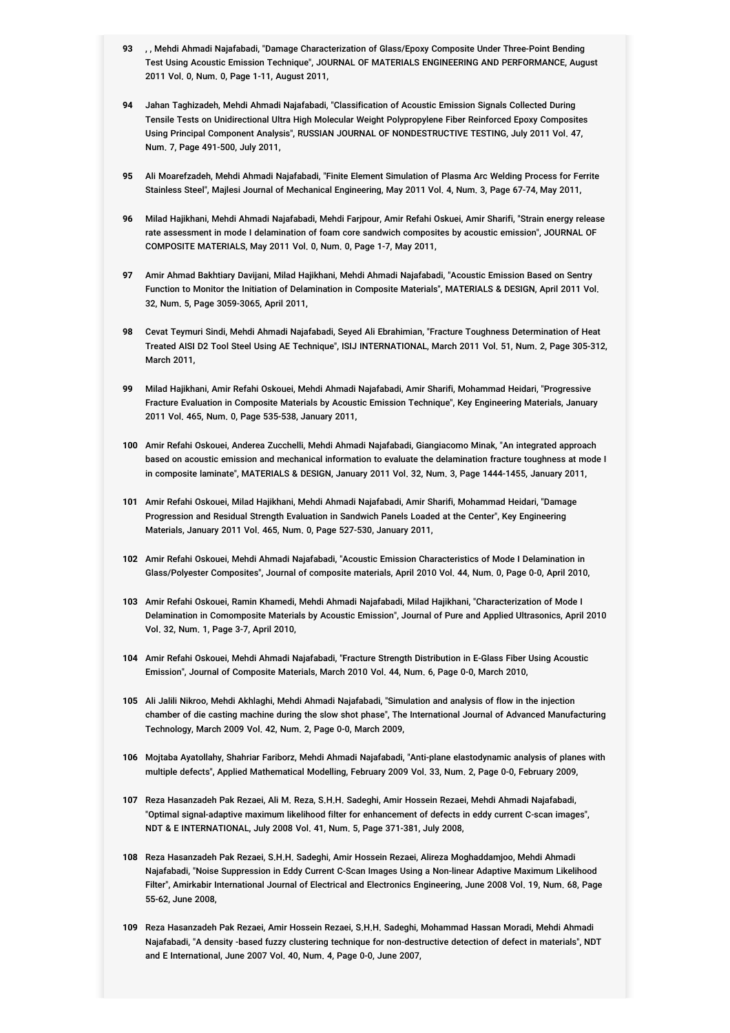93 , , Mehdi Ahmadi Najafabadi, "Damage Characterization of Glass/Epoxy Composite Under Three-Point Bending Test Using Acoustic Emission Technique", JOURNAL OF MATERIALS ENGINEERING AND PERFORMANCE, August 2011 Vol. 0, Num. 0, Page 1-11, August 2011,

94 Jahan Taghizadeh, Mehdi Ahmadi Najafabadi, "Classification of Acoustic Emission Signals Collected During Tensile Tests on Unidirectional Ultra High Molecular Weight Polypropylene Fiber Reinforced Epoxy Composites Using Principal Component Analysis", RUSSIAN JOURNAL OF NONDESTRUCTIVE TESTING, July 2011 Vol. 47, Num. 7, Page 491-500, July 2011,

95 Ali Moarefzadeh, Mehdi Ahmadi Najafabadi, "Finite Element Simulation of Plasma Arc Welding Process for Ferrite Stainless Steel", Majlesi Journal of Mechanical Engineering, May 2011 Vol. 4, Num. 3, Page 67-74, May 2011,

96 Milad Hajikhani, Mehdi Ahmadi Najafabadi, Mehdi Farjpour, Amir Refahi Oskuei, Amir Sharifi, "Strain energy release rate assessment in mode I delamination of foam core sandwich composites by acoustic emission", JOURNAL OF COMPOSITE MATERIALS, May 2011 Vol. 0, Num. 0, Page 1-7, May 2011,

97 Amir Ahmad Bakhtiary Davijani, Milad Hajikhani, Mehdi Ahmadi Najafabadi, "Acoustic Emission Based on Sentry Function to Monitor the Initiation of Delamination in Composite Materials", MATERIALS & DESIGN, April 2011 Vol. 32, Num. 5, Page 3059-3065, April 2011,

98 Cevat Teymuri Sindi, Mehdi Ahmadi Najafabadi, Seyed Ali Ebrahimian, "Fracture Toughness Determination of Heat Treated AISI D2 Tool Steel Using AE Technique", ISIJ INTERNATIONAL, March 2011 Vol. 51, Num. 2, Page 305-312, March 2011,

99 Milad Hajikhani, Amir Refahi Oskouei, Mehdi Ahmadi Najafabadi, Amir Sharifi, Mohammad Heidari, "Progressive Fracture Evaluation in Composite Materials by Acoustic Emission Technique", Key Engineering Materials, January 2011 Vol. 465, Num. 0, Page 535-538, January 2011,

100 Amir Refahi Oskouei, Anderea Zucchelli, Mehdi Ahmadi Najafabadi, Giangiacomo Minak, "An integrated approach based on acoustic emission and mechanical information to evaluate the delamination fracture toughness at mode I in composite laminate", MATERIALS & DESIGN, January 2011 Vol. 32, Num. 3, Page 1444-1455, January 2011,

101 Amir Refahi Oskouei, Milad Hajikhani, Mehdi Ahmadi Najafabadi, Amir Sharifi, Mohammad Heidari, "Damage Progression and Residual Strength Evaluation in Sandwich Panels Loaded at the Center", Key Engineering Materials, January 2011 Vol. 465, Num. 0, Page 527-530, January 2011,

102 Amir Refahi Oskouei, Mehdi Ahmadi Najafabadi, "Acoustic Emission Characteristics of Mode I Delamination in Glass/Polyester Composites", Journal of composite materials, April 2010 Vol. 44, Num. 0, Page 0-0, April 2010,

103 Amir Refahi Oskouei, Ramin Khamedi, Mehdi Ahmadi Najafabadi, Milad Hajikhani, "Characterization of Mode I Delamination in Comomposite Materials by Acoustic Emission", Journal of Pure and Applied Ultrasonics, April 2010 Vol. 32, Num. 1, Page 3-7, April 2010,

104 Amir Refahi Oskouei, Mehdi Ahmadi Najafabadi, "Fracture Strength Distribution in E-Glass Fiber Using Acoustic Emission", Journal of Composite Materials, March 2010 Vol. 44, Num. 6, Page 0-0, March 2010,

105 Ali Jalili Nikroo, Mehdi Akhlaghi, Mehdi Ahmadi Najafabadi, "Simulation and analysis of flow in the injection chamber of die casting machine during the slow shot phase", The International Journal of Advanced Manufacturing Technology, March 2009 Vol. 42, Num. 2, Page 0-0, March 2009,

106 Mojtaba Ayatollahy, Shahriar Fariborz, Mehdi Ahmadi Najafabadi, "Anti-plane elastodynamic analysis of planes with multiple defects", Applied Mathematical Modelling, February 2009 Vol. 33, Num. 2, Page 0-0, February 2009,

107 Reza Hasanzadeh Pak Rezaei, Ali M. Reza, S.H.H. Sadeghi, Amir Hossein Rezaei, Mehdi Ahmadi Najafabadi, "Optimal signal-adaptive maximum likelihood filter for enhancement of defects in eddy current C-scan images", NDT & E INTERNATIONAL, July 2008 Vol. 41, Num. 5, Page 371-381, July 2008,

108 Reza Hasanzadeh Pak Rezaei, S.H.H. Sadeghi, Amir Hossein Rezaei, Alireza Moghaddamjoo, Mehdi Ahmadi Najafabadi, "Noise Suppression in Eddy Current C-Scan Images Using a Non-linear Adaptive Maximum Likelihood Filter", Amirkabir International Journal of Electrical and Electronics Engineering, June 2008 Vol. 19, Num. 68, Page 55-62, June 2008,

109 Reza Hasanzadeh Pak Rezaei, Amir Hossein Rezaei, S.H.H. Sadeghi, Mohammad Hassan Moradi, Mehdi Ahmadi Najafabadi, "A density -based fuzzy clustering technique for non-destructive detection of defect in materials", NDT and E International, June 2007 Vol. 40, Num. 4, Page 0-0, June 2007,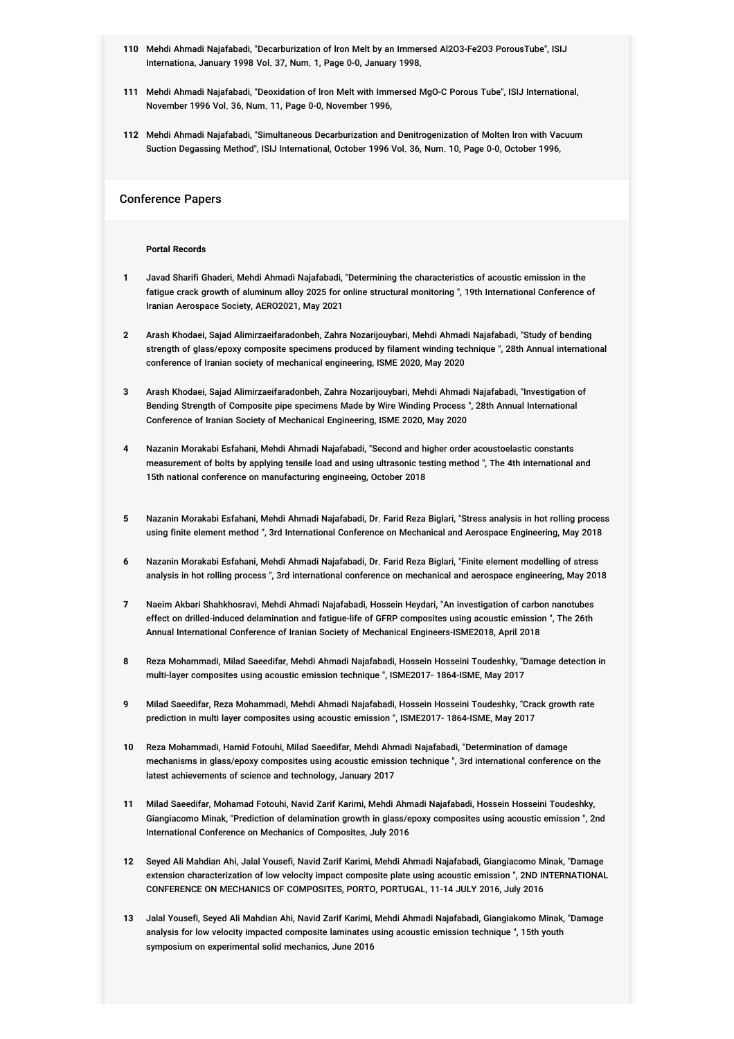110 Mehdi Ahmadi Najafabadi, "Decarburization of Iron Melt by an Immersed $Al_2O_3$-$Fe_2O_3$ PorousTube", ISIJ Internationa, January 1998 Vol. 37, Num. 1, Page 0-0, January 1998,

111 Mehdi Ahmadi Najafabadi, "Deoxidation of Iron Melt with Immersed MgO-C Porous Tube", ISIJ International, November 1996 Vol. 36, Num. 11, Page 0-0, November 1996,

112 Mehdi Ahmadi Najafabadi, "Simultaneous Decarburization and Denitrogenization of Molten Iron with Vacuum Suction Degassing Method", ISIJ International, October 1996 Vol. 36, Num. 10, Page 0-0, October 1996,

## Conference Papers

**Portal Records**

1 Javad Sharifi Ghaderi, Mehdi Ahmadi Najafabadi, "Determining the characteristics of acoustic emission in the fatigue crack growth of aluminum alloy 2025 for online structural monitoring ", 19th International Conference of Iranian Aerospace Society, AERO2021, May 2021

2 Arash Khodaei, Sajad Alimirzaeifaradonbeh, Zahra Nozarijouybari, Mehdi Ahmadi Najafabadi, "Study of bending strength of glass/epoxy composite specimens produced by filament winding technique ", 28th Annual international conference of Iranian society of mechanical engineering, ISME 2020, May 2020

3 Arash Khodaei, Sajad Alimirzaeifaradonbeh, Zahra Nozarijouybari, Mehdi Ahmadi Najafabadi, "Investigation of Bending Strength of Composite pipe specimens Made by Wire Winding Process ", 28th Annual International Conference of Iranian Society of Mechanical Engineering, ISME 2020, May 2020

4 Nazanin Morakabi Esfahani, Mehdi Ahmadi Najafabadi, "Second and higher order acoustoelastic constants measurement of bolts by applying tensile load and using ultrasonic testing method ", The 4th international and 15th national conference on manufacturing engineeing, October 2018

5 Nazanin Morakabi Esfahani, Mehdi Ahmadi Najafabadi, Dr. Farid Reza Biglari, "Stress analysis in hot rolling process using finite element method ", 3rd International Conference on Mechanical and Aerospace Engineering, May 2018

6 Nazanin Morakabi Esfahani, Mehdi Ahmadi Najafabadi, Dr. Farid Reza Biglari, "Finite element modelling of stress analysis in hot rolling process ", 3rd international conference on mechanical and aerospace engineering, May 2018

7 Naeim Akbari Shahkhosravi, Mehdi Ahmadi Najafabadi, Hossein Heydari, "An investigation of carbon nanotubes effect on drilled-induced delamination and fatigue-life of GFRP composites using acoustic emission ", The 26th Annual International Conference of Iranian Society of Mechanical Engineers-ISME2018, April 2018

8 Reza Mohammadi, Milad Saeedifar, Mehdi Ahmadi Najafabadi, Hossein Hosseini Toudeshky, "Damage detection in multi-layer composites using acoustic emission technique ", ISME2017- 1864-ISME, May 2017

9 Milad Saeedifar, Reza Mohammadi, Mehdi Ahmadi Najafabadi, Hossein Hosseini Toudeshky, "Crack growth rate prediction in multi layer composites using acoustic emission ", ISME2017- 1864-ISME, May 2017

10 Reza Mohammadi, Hamid Fotouhi, Milad Saeedifar, Mehdi Ahmadi Najafabadi, "Determination of damage mechanisms in glass/epoxy composites using acoustic emission technique ", 3rd international conference on the latest achievements of science and technology, January 2017

11 Milad Saeedifar, Mohamad Fotouhi, Navid Zarif Karimi, Mehdi Ahmadi Najafabadi, Hossein Hosseini Toudeshky, Giangiacomo Minak, "Prediction of delamination growth in glass/epoxy composites using acoustic emission ", 2nd International Conference on Mechanics of Composites, July 2016

12 Seyed Ali Mahdian Ahi, Jalal Yousefi, Navid Zarif Karimi, Mehdi Ahmadi Najafabadi, Giangiacomo Minak, "Damage extension characterization of low velocity impact composite plate using acoustic emission ", 2ND INTERNATIONAL CONFERENCE ON MECHANICS OF COMPOSITES, PORTO, PORTUGAL, 11-14 JULY 2016, July 2016

13 Jalal Yousefi, Seyed Ali Mahdian Ahi, Navid Zarif Karimi, Mehdi Ahmadi Najafabadi, Giangiakomo Minak, "Damage analysis for low velocity impacted composite laminates using acoustic emission technique ", 15th youth symposium on experimental solid mechanics, June 2016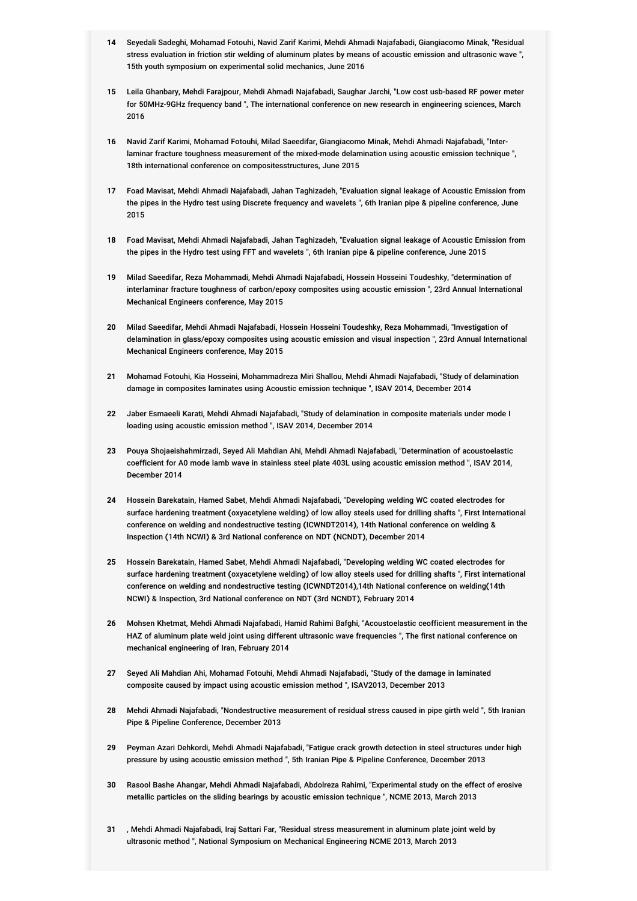14 Seyedali Sadeghi, Mohamad Fotouhi, Navid Zarif Karimi, Mehdi Ahmadi Najafabadi, Giangiacomo Minak, "Residual stress evaluation in friction stir welding of aluminum plates by means of acoustic emission and ultrasonic wave ", 15th youth symposium on experimental solid mechanics, June 2016

15 Leila Ghanbary, Mehdi Farajpour, Mehdi Ahmadi Najafabadi, Saughar Jarchi, "Low cost usb-based RF power meter for 50MHz-9GHz frequency band ", The international conference on new research in engineering sciences, March 2016

16 Navid Zarif Karimi, Mohamad Fotouhi, Milad Saeedifar, Giangiacomo Minak, Mehdi Ahmadi Najafabadi, "Inter-laminar fracture toughness measurement of the mixed-mode delamination using acoustic emission technique ", 18th international conference on compositesstructures, June 2015

17 Foad Mavisat, Mehdi Ahmadi Najafabadi, Jahan Taghizadeh, "Evaluation signal leakage of Acoustic Emission from the pipes in the Hydro test using Discrete frequency and wavelets ", 6th Iranian pipe & pipeline conference, June 2015

18 Foad Mavisat, Mehdi Ahmadi Najafabadi, Jahan Taghizadeh, "Evaluation signal leakage of Acoustic Emission from the pipes in the Hydro test using FFT and wavelets ", 6th Iranian pipe & pipeline conference, June 2015

19 Milad Saeedifar, Reza Mohammadi, Mehdi Ahmadi Najafabadi, Hossein Hosseini Toudeshky, "determination of interlaminar fracture toughness of carbon/epoxy composites using acoustic emission ", 23rd Annual International Mechanical Engineers conference, May 2015

20 Milad Saeedifar, Mehdi Ahmadi Najafabadi, Hossein Hosseini Toudeshky, Reza Mohammadi, "Investigation of delamination in glass/epoxy composites using acoustic emission and visual inspection ", 23rd Annual International Mechanical Engineers conference, May 2015

21 Mohamad Fotouhi, Kia Hosseini, Mohammadreza Miri Shallou, Mehdi Ahmadi Najafabadi, "Study of delamination damage in composites laminates using Acoustic emission technique ", ISAV 2014, December 2014

22 Jaber Esmaeeli Karati, Mehdi Ahmadi Najafabadi, "Study of delamination in composite materials under mode I loading using acoustic emission method ", ISAV 2014, December 2014

23 Pouya Shojaeishahmirzadi, Seyed Ali Mahdian Ahi, Mehdi Ahmadi Najafabadi, "Determination of acoustoelastic coefficient for A0 mode lamb wave in stainless steel plate 403L using acoustic emission method ", ISAV 2014, December 2014

24 Hossein Barekatain, Hamed Sabet, Mehdi Ahmadi Najafabadi, "Developing welding WC coated electrodes for surface hardening treatment (oxyacetylene welding) of low alloy steels used for drilling shafts ", First International conference on welding and nondestructive testing (ICWNDT2014), 14th National conference on welding & Inspection (14th NCWI) & 3rd National conference on NDT (NCNDT), December 2014

25 Hossein Barekatain, Hamed Sabet, Mehdi Ahmadi Najafabadi, "Developing welding WC coated electrodes for surface hardening treatment (oxyacetylene welding) of low alloy steels used for drilling shafts ", First international conference on welding and nondestructive testing (ICWNDT2014),14th National conference on welding(14th NCWI) & Inspection, 3rd National conference on NDT (3rd NCNDT), February 2014

26 Mohsen Khetmat, Mehdi Ahmadi Najafabadi, Hamid Rahimi Bafghi, "Acoustoelastic ceofficient measurement in the HAZ of aluminum plate weld joint using different ultrasonic wave frequencies ", The first national conference on mechanical engineering of Iran, February 2014

27 Seyed Ali Mahdian Ahi, Mohamad Fotouhi, Mehdi Ahmadi Najafabadi, "Study of the damage in laminated composite caused by impact using acoustic emission method ", ISAV2013, December 2013

28 Mehdi Ahmadi Najafabadi, "Nondestructive measurement of residual stress caused in pipe girth weld ", 5th Iranian Pipe & Pipeline Conference, December 2013

29 Peyman Azari Dehkordi, Mehdi Ahmadi Najafabadi, "Fatigue crack growth detection in steel structures under high pressure by using acoustic emission method ", 5th Iranian Pipe & Pipeline Conference, December 2013

30 Rasool Bashe Ahangar, Mehdi Ahmadi Najafabadi, Abdolreza Rahimi, "Experimental study on the effect of erosive metallic particles on the sliding bearings by acoustic emission technique ", NCME 2013, March 2013

31 , Mehdi Ahmadi Najafabadi, Iraj Sattari Far, "Residual stress measurement in aluminum plate joint weld by ultrasonic method ", National Symposium on Mechanical Engineering NCME 2013, March 2013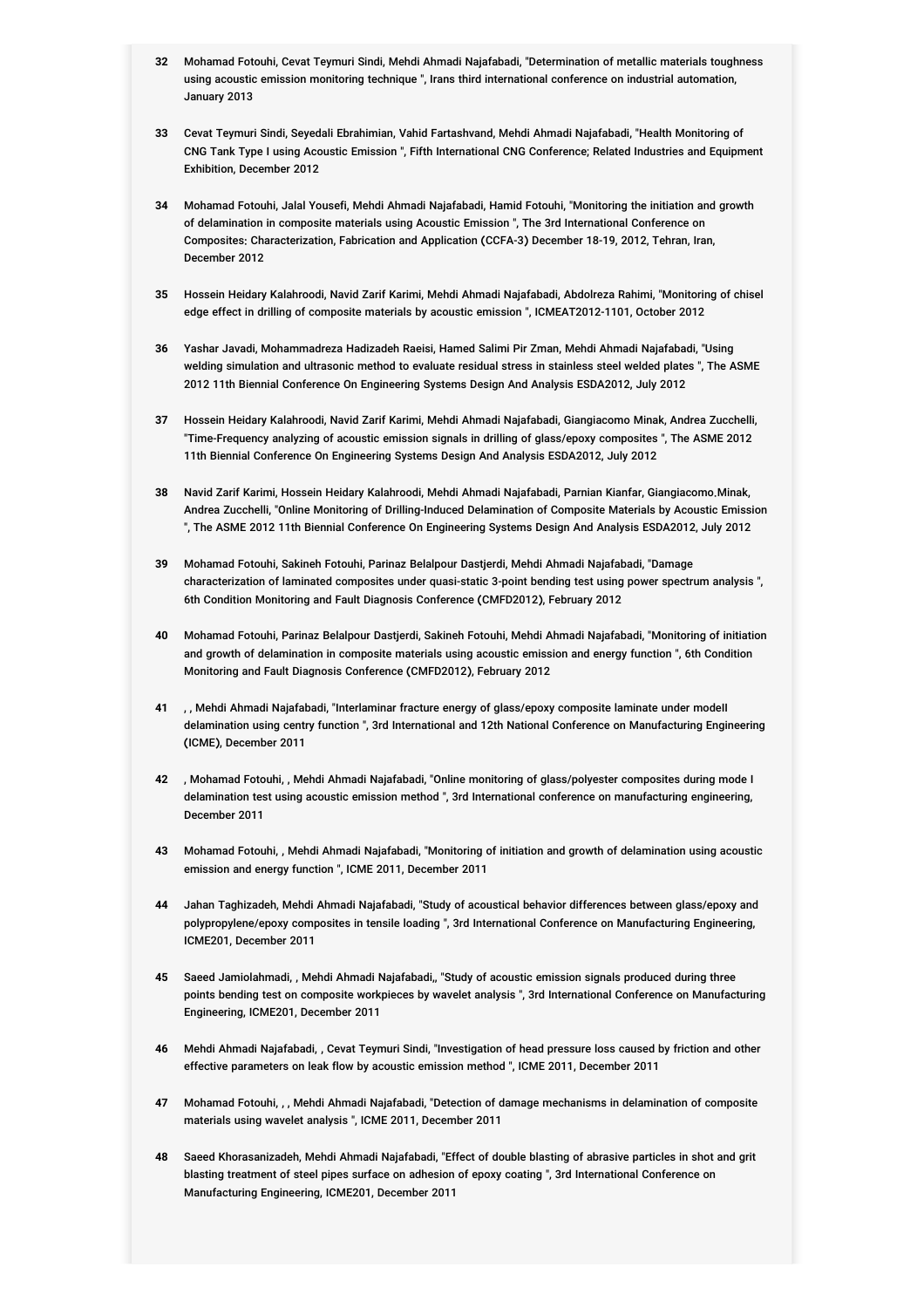32 Mohamad Fotouhi, Cevat Teymuri Sindi, Mehdi Ahmadi Najafabadi, "Determination of metallic materials toughness using acoustic emission monitoring technique ", Irans third international conference on industrial automation, January 2013

33 Cevat Teymuri Sindi, Seyedali Ebrahimian, Vahid Fartashvand, Mehdi Ahmadi Najafabadi, "Health Monitoring of CNG Tank Type I using Acoustic Emission ", Fifth International CNG Conference; Related Industries and Equipment Exhibition, December 2012

34 Mohamad Fotouhi, Jalal Yousefi, Mehdi Ahmadi Najafabadi, Hamid Fotouhi, "Monitoring the initiation and growth of delamination in composite materials using Acoustic Emission ", The 3rd International Conference on Composites: Characterization, Fabrication and Application (CCFA-3) December 18-19, 2012, Tehran, Iran, December 2012

35 Hossein Heidary Kalahroodi, Navid Zarif Karimi, Mehdi Ahmadi Najafabadi, Abdolreza Rahimi, "Monitoring of chisel edge effect in drilling of composite materials by acoustic emission ", ICMEAT2012-1101, October 2012

36 Yashar Javadi, Mohammadreza Hadizadeh Raeisi, Hamed Salimi Pir Zman, Mehdi Ahmadi Najafabadi, "Using welding simulation and ultrasonic method to evaluate residual stress in stainless steel welded plates ", The ASME 2012 11th Biennial Conference On Engineering Systems Design And Analysis ESDA2012, July 2012

37 Hossein Heidary Kalahroodi, Navid Zarif Karimi, Mehdi Ahmadi Najafabadi, Giangiacomo Minak, Andrea Zucchelli, "Time-Frequency analyzing of acoustic emission signals in drilling of glass/epoxy composites ", The ASME 2012 11th Biennial Conference On Engineering Systems Design And Analysis ESDA2012, July 2012

38 Navid Zarif Karimi, Hossein Heidary Kalahroodi, Mehdi Ahmadi Najafabadi, Parnian Kianfar, Giangiacomo.Minak, Andrea Zucchelli, "Online Monitoring of Drilling-Induced Delamination of Composite Materials by Acoustic Emission ", The ASME 2012 11th Biennial Conference On Engineering Systems Design And Analysis ESDA2012, July 2012

39 Mohamad Fotouhi, Sakineh Fotouhi, Parinaz Belalpour Dastjerdi, Mehdi Ahmadi Najafabadi, "Damage characterization of laminated composites under quasi-static 3-point bending test using power spectrum analysis ", 6th Condition Monitoring and Fault Diagnosis Conference (CMFD2012), February 2012

40 Mohamad Fotouhi, Parinaz Belalpour Dastjerdi, Sakineh Fotouhi, Mehdi Ahmadi Najafabadi, "Monitoring of initiation and growth of delamination in composite materials using acoustic emission and energy function ", 6th Condition Monitoring and Fault Diagnosis Conference (CMFD2012), February 2012

41 , , Mehdi Ahmadi Najafabadi, "Interlaminar fracture energy of glass/epoxy composite laminate under modeII delamination using centry function ", 3rd International and 12th National Conference on Manufacturing Engineering (ICME), December 2011

42 , Mohamad Fotouhi, , Mehdi Ahmadi Najafabadi, "Online monitoring of glass/polyester composites during mode I delamination test using acoustic emission method ", 3rd International conference on manufacturing engineering, December 2011

43 Mohamad Fotouhi, , Mehdi Ahmadi Najafabadi, "Monitoring of initiation and growth of delamination using acoustic emission and energy function ", ICME 2011, December 2011

44 Jahan Taghizadeh, Mehdi Ahmadi Najafabadi, "Study of acoustical behavior differences between glass/epoxy and polypropylene/epoxy composites in tensile loading ", 3rd International Conference on Manufacturing Engineering, ICME201, December 2011

45 Saeed Jamiolahmadi, , Mehdi Ahmadi Najafabadi,, "Study of acoustic emission signals produced during three points bending test on composite workpieces by wavelet analysis ", 3rd International Conference on Manufacturing Engineering, ICME201, December 2011

46 Mehdi Ahmadi Najafabadi, , Cevat Teymuri Sindi, "Investigation of head pressure loss caused by friction and other effective parameters on leak flow by acoustic emission method ", ICME 2011, December 2011

47 Mohamad Fotouhi, , , Mehdi Ahmadi Najafabadi, "Detection of damage mechanisms in delamination of composite materials using wavelet analysis ", ICME 2011, December 2011

48 Saeed Khorasanizadeh, Mehdi Ahmadi Najafabadi, "Effect of double blasting of abrasive particles in shot and grit blasting treatment of steel pipes surface on adhesion of epoxy coating ", 3rd International Conference on Manufacturing Engineering, ICME201, December 2011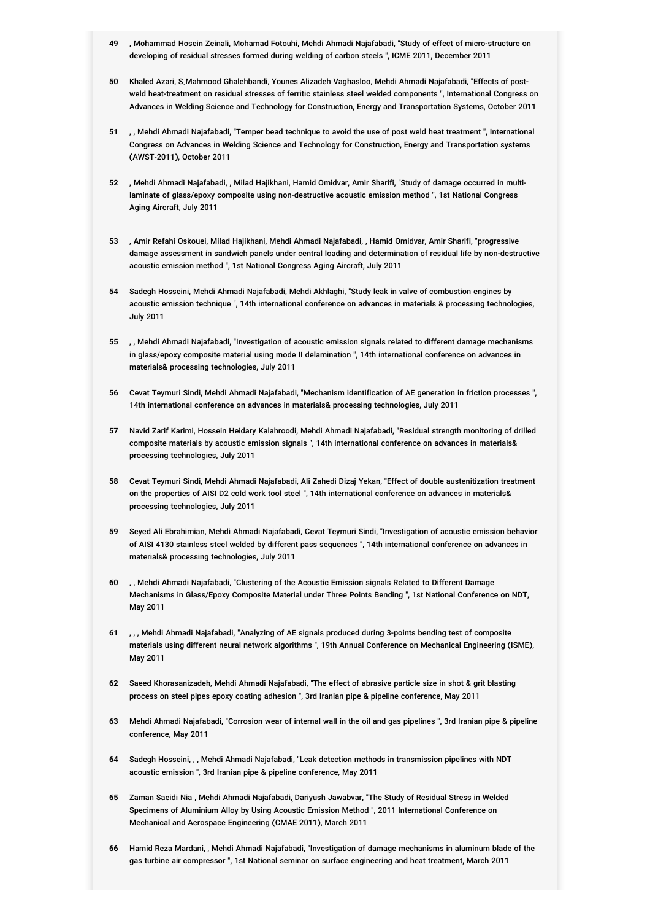49 , Mohammad Hosein Zeinali, Mohamad Fotouhi, Mehdi Ahmadi Najafabadi, "Study of effect of micro-structure on developing of residual stresses formed during welding of carbon steels ", ICME 2011, December 2011

50 Khaled Azari, S.Mahmood Ghalehbandi, Younes Alizadeh Vaghasloo, Mehdi Ahmadi Najafabadi, "Effects of post-weld heat-treatment on residual stresses of ferritic stainless steel welded components ", International Congress on Advances in Welding Science and Technology for Construction, Energy and Transportation Systems, October 2011

51 , , Mehdi Ahmadi Najafabadi, "Temper bead technique to avoid the use of post weld heat treatment ", International Congress on Advances in Welding Science and Technology for Construction, Energy and Transportation systems (AWST-2011), October 2011

52 , Mehdi Ahmadi Najafabadi, , Milad Hajikhani, Hamid Omidvar, Amir Sharifi, "Study of damage occurred in multi-laminate of glass/epoxy composite using non-destructive acoustic emission method ", 1st National Congress Aging Aircraft, July 2011

53 , Amir Refahi Oskouei, Milad Hajikhani, Mehdi Ahmadi Najafabadi, , Hamid Omidvar, Amir Sharifi, "progressive damage assessment in sandwich panels under central loading and determination of residual life by non-destructive acoustic emission method ", 1st National Congress Aging Aircraft, July 2011

54 Sadegh Hosseini, Mehdi Ahmadi Najafabadi, Mehdi Akhlaghi, "Study leak in valve of combustion engines by acoustic emission technique ", 14th international conference on advances in materials & processing technologies, July 2011

55 , , Mehdi Ahmadi Najafabadi, "Investigation of acoustic emission signals related to different damage mechanisms in glass/epoxy composite material using mode II delamination ", 14th international conference on advances in materials& processing technologies, July 2011

56 Cevat Teymuri Sindi, Mehdi Ahmadi Najafabadi, "Mechanism identification of AE generation in friction processes ", 14th international conference on advances in materials& processing technologies, July 2011

57 Navid Zarif Karimi, Hossein Heidary Kalahroodi, Mehdi Ahmadi Najafabadi, "Residual strength monitoring of drilled composite materials by acoustic emission signals ", 14th international conference on advances in materials& processing technologies, July 2011

58 Cevat Teymuri Sindi, Mehdi Ahmadi Najafabadi, Ali Zahedi Dizaj Yekan, "Effect of double austenitization treatment on the properties of AISI D2 cold work tool steel ", 14th international conference on advances in materials& processing technologies, July 2011

59 Seyed Ali Ebrahimian, Mehdi Ahmadi Najafabadi, Cevat Teymuri Sindi, "Investigation of acoustic emission behavior of AISI 4130 stainless steel welded by different pass sequences ", 14th international conference on advances in materials& processing technologies, July 2011

60 , , Mehdi Ahmadi Najafabadi, "Clustering of the Acoustic Emission signals Related to Different Damage Mechanisms in Glass/Epoxy Composite Material under Three Points Bending ", 1st National Conference on NDT, May 2011

61 , , , Mehdi Ahmadi Najafabadi, "Analyzing of AE signals produced during 3-points bending test of composite materials using different neural network algorithms ", 19th Annual Conference on Mechanical Engineering (ISME), May 2011

62 Saeed Khorasanizadeh, Mehdi Ahmadi Najafabadi, "The effect of abrasive particle size in shot & grit blasting process on steel pipes epoxy coating adhesion ", 3rd Iranian pipe & pipeline conference, May 2011

63 Mehdi Ahmadi Najafabadi, "Corrosion wear of internal wall in the oil and gas pipelines ", 3rd Iranian pipe & pipeline conference, May 2011

64 Sadegh Hosseini, , , Mehdi Ahmadi Najafabadi, "Leak detection methods in transmission pipelines with NDT acoustic emission ", 3rd Iranian pipe & pipeline conference, May 2011

65 Zaman Saeidi Nia , Mehdi Ahmadi Najafabadi, Dariyush Jawabvar, "The Study of Residual Stress in Welded Specimens of Aluminium Alloy by Using Acoustic Emission Method ", 2011 International Conference on Mechanical and Aerospace Engineering (CMAE 2011), March 2011

66 Hamid Reza Mardani, , Mehdi Ahmadi Najafabadi, "Investigation of damage mechanisms in aluminum blade of the gas turbine air compressor ", 1st National seminar on surface engineering and heat treatment, March 2011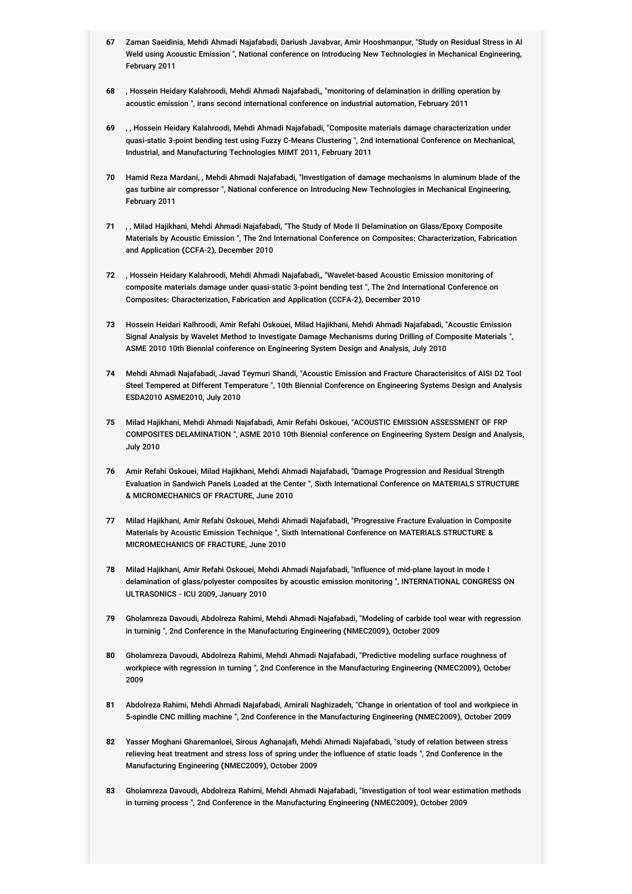67 Zaman Saeidinia, Mehdi Ahmadi Najafabadi, Dariush Javabvar, Amir Hooshmanpur, "Study on Residual Stress in Al Weld using Acoustic Emission ", National conference on Introducing New Technologies in Mechanical Engineering, February 2011

68 , Hossein Heidary Kalahroodi, Mehdi Ahmadi Najafabadi,, "monitoring of delamination in drilling operation by acoustic emission ", irans second international conference on industrial automation, February 2011

69 , , Hossein Heidary Kalahroodi, Mehdi Ahmadi Najafabadi, "Composite materials damage characterization under quasi-static 3-point bending test using Fuzzy C-Means Clustering ", 2nd International Conference on Mechanical, Industrial, and Manufacturing Technologies MIMT 2011, February 2011

70 Hamid Reza Mardani, , Mehdi Ahmadi Najafabadi, "Investigation of damage mechanisms in aluminum blade of the gas turbine air compressor ", National conference on Introducing New Technologies in Mechanical Engineering, February 2011

71 , , Milad Hajikhani, Mehdi Ahmadi Najafabadi, "The Study of Mode II Delamination on Glass/Epoxy Composite Materials by Acoustic Emission ", The 2nd International Conference on Composites: Characterization, Fabrication and Application (CCFA-2), December 2010

72 , Hossein Heidary Kalahroodi, Mehdi Ahmadi Najafabadi,, "Wavelet-based Acoustic Emission monitoring of composite materials damage under quasi-static 3-point bending test ", The 2nd International Conference on Composites: Characterization, Fabrication and Application (CCFA-2), December 2010

73 Hossein Heidari Kalhroodi, Amir Refahi Oskouei, Milad Hajikhani, Mehdi Ahmadi Najafabadi, "Acoustic Emission Signal Analysis by Wavelet Method to Investigate Damage Mechanisms during Drilling of Composite Materials ", ASME 2010 10th Biennial conference on Engineering System Design and Analysis, July 2010

74 Mehdi Ahmadi Najafabadi, Javad Teymuri Shandi, "Acoustic Emission and Fracture Characterisitcs of AISI D2 Tool Steel Tempered at Different Temperature ", 10th Biennial Conference on Engineering Systems Design and Analysis ESDA2010 ASME2010, July 2010

75 Milad Hajikhani, Mehdi Ahmadi Najafabadi, Amir Refahi Oskouei, "ACOUSTIC EMISSION ASSESSMENT OF FRP COMPOSITES DELAMINATION ", ASME 2010 10th Biennial conference on Engineering System Design and Analysis, July 2010

76 Amir Refahi Oskouei, Milad Hajikhani, Mehdi Ahmadi Najafabadi, "Damage Progression and Residual Strength Evaluation in Sandwich Panels Loaded at the Center ", Sixth International Conference on MATERIALS STRUCTURE & MICROMECHANICS OF FRACTURE, June 2010

77 Milad Hajikhani, Amir Refahi Oskouei, Mehdi Ahmadi Najafabadi, "Progressive Fracture Evaluation in Composite Materials by Acoustic Emission Technique ", Sixth International Conference on MATERIALS STRUCTURE & MICROMECHANICS OF FRACTURE, June 2010

78 Milad Hajikhani, Amir Refahi Oskouei, Mehdi Ahmadi Najafabadi, "Influence of mid-plane layout in mode I delamination of glass/polyester composites by acoustic emission monitoring ", INTERNATIONAL CONGRESS ON ULTRASONICS - ICU 2009, January 2010

79 Gholamreza Davoudi, Abdolreza Rahimi, Mehdi Ahmadi Najafabadi, "Modeling of carbide tool wear with regression in turninig ", 2nd Conference in the Manufacturing Engineering (NMEC2009), October 2009

80 Gholamreza Davoudi, Abdolreza Rahimi, Mehdi Ahmadi Najafabadi, "Predictive modeling surface roughness of workpiece with regression in turning ", 2nd Conference in the Manufacturing Engineering (NMEC2009), October 2009

81 Abdolreza Rahimi, Mehdi Ahmadi Najafabadi, Amirali Naghizadeh, "Change in orientation of tool and workpiece in 5-spindle CNC milling machine ", 2nd Conference in the Manufacturing Engineering (NMEC2009), October 2009

82 Yasser Moghani Gharemanloei, Sirous Aghanajafi, Mehdi Ahmadi Najafabadi, "study of relation between stress relieving heat treatment and stress loss of spring under the influence of static loads ", 2nd Conference in the Manufacturing Engineering (NMEC2009), October 2009

83 Gholamreza Davoudi, Abdolreza Rahimi, Mehdi Ahmadi Najafabadi, "Investigation of tool wear estimation methods in turning process ", 2nd Conference in the Manufacturing Engineering (NMEC2009), October 2009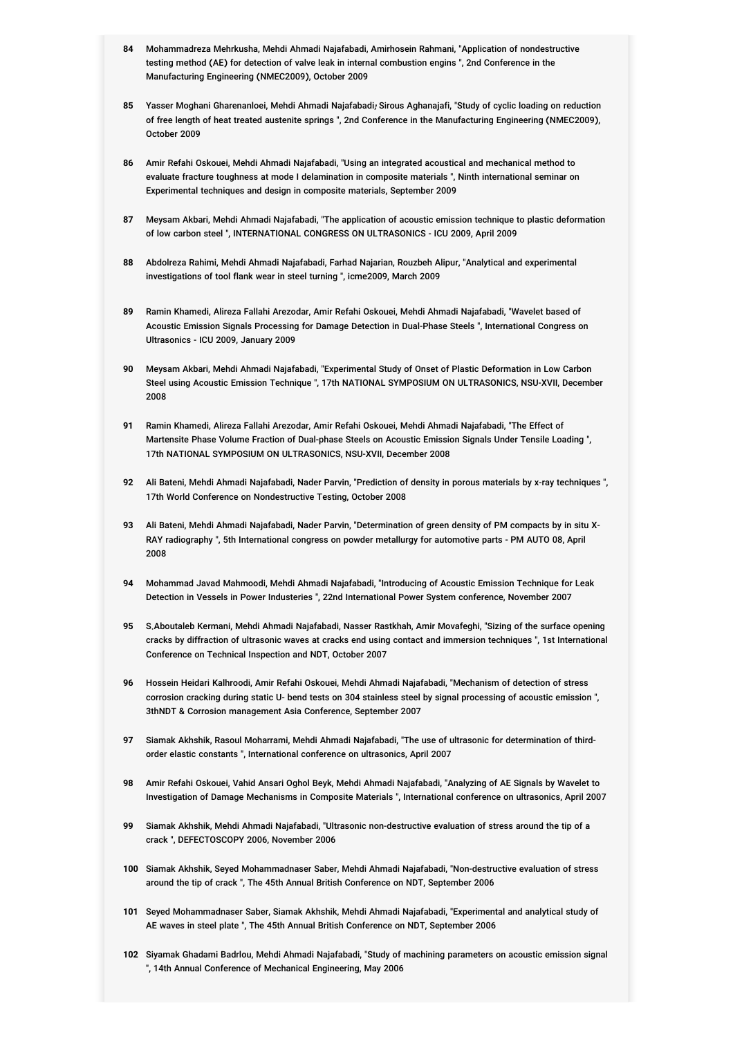84 Mohammadreza Mehrkusha, Mehdi Ahmadi Najafabadi, Amirhosein Rahmani, "Application of nondestructive testing method (AE) for detection of valve leak in internal combustion engins ", 2nd Conference in the Manufacturing Engineering (NMEC2009), October 2009

85 Yasser Moghani Gharenanloei, Mehdi Ahmadi Najafabadi، Sirous Aghanajafi, "Study of cyclic loading on reduction of free length of heat treated austenite springs ", 2nd Conference in the Manufacturing Engineering (NMEC2009), October 2009

86 Amir Refahi Oskouei, Mehdi Ahmadi Najafabadi, "Using an integrated acoustical and mechanical method to evaluate fracture toughness at mode I delamination in composite materials ", Ninth international seminar on Experimental techniques and design in composite materials, September 2009

87 Meysam Akbari, Mehdi Ahmadi Najafabadi, "The application of acoustic emission technique to plastic deformation of low carbon steel ", INTERNATIONAL CONGRESS ON ULTRASONICS - ICU 2009, April 2009

88 Abdolreza Rahimi, Mehdi Ahmadi Najafabadi, Farhad Najarian, Rouzbeh Alipur, "Analytical and experimental investigations of tool flank wear in steel turning ", icme2009, March 2009

89 Ramin Khamedi, Alireza Fallahi Arezodar, Amir Refahi Oskouei, Mehdi Ahmadi Najafabadi, "Wavelet based of Acoustic Emission Signals Processing for Damage Detection in Dual-Phase Steels ", International Congress on Ultrasonics - ICU 2009, January 2009

90 Meysam Akbari, Mehdi Ahmadi Najafabadi, "Experimental Study of Onset of Plastic Deformation in Low Carbon Steel using Acoustic Emission Technique ", 17th NATIONAL SYMPOSIUM ON ULTRASONICS, NSU-XVII, December 2008

91 Ramin Khamedi, Alireza Fallahi Arezodar, Amir Refahi Oskouei, Mehdi Ahmadi Najafabadi, "The Effect of Martensite Phase Volume Fraction of Dual-phase Steels on Acoustic Emission Signals Under Tensile Loading ", 17th NATIONAL SYMPOSIUM ON ULTRASONICS, NSU-XVII, December 2008

92 Ali Bateni, Mehdi Ahmadi Najafabadi, Nader Parvin, "Prediction of density in porous materials by x-ray techniques ", 17th World Conference on Nondestructive Testing, October 2008

93 Ali Bateni, Mehdi Ahmadi Najafabadi, Nader Parvin, "Determination of green density of PM compacts by in situ X-RAY radiography ", 5th International congress on powder metallurgy for automotive parts - PM AUTO 08, April 2008

94 Mohammad Javad Mahmoodi, Mehdi Ahmadi Najafabadi, "Introducing of Acoustic Emission Technique for Leak Detection in Vessels in Power Industeries ", 22nd International Power System conference, November 2007

95 S.Aboutaleb Kermani, Mehdi Ahmadi Najafabadi, Nasser Rastkhah, Amir Movafeghi, "Sizing of the surface opening cracks by diffraction of ultrasonic waves at cracks end using contact and immersion techniques ", 1st International Conference on Technical Inspection and NDT, October 2007

96 Hossein Heidari Kalhroodi, Amir Refahi Oskouei, Mehdi Ahmadi Najafabadi, "Mechanism of detection of stress corrosion cracking during static U- bend tests on 304 stainless steel by signal processing of acoustic emission ", 3thNDT & Corrosion management Asia Conference, September 2007

97 Siamak Akhshik, Rasoul Moharrami, Mehdi Ahmadi Najafabadi, "The use of ultrasonic for determination of third-order elastic constants ", International conference on ultrasonics, April 2007

98 Amir Refahi Oskouei, Vahid Ansari Oghol Beyk, Mehdi Ahmadi Najafabadi, "Analyzing of AE Signals by Wavelet to Investigation of Damage Mechanisms in Composite Materials ", International conference on ultrasonics, April 2007

99 Siamak Akhshik, Mehdi Ahmadi Najafabadi, "Ultrasonic non-destructive evaluation of stress around the tip of a crack ", DEFECTOSCOPY 2006, November 2006

100 Siamak Akhshik, Seyed Mohammadnaser Saber, Mehdi Ahmadi Najafabadi, "Non-destructive evaluation of stress around the tip of crack ", The 45th Annual British Conference on NDT, September 2006

101 Seyed Mohammadnaser Saber, Siamak Akhshik, Mehdi Ahmadi Najafabadi, "Experimental and analytical study of AE waves in steel plate ", The 45th Annual British Conference on NDT, September 2006

102 Siyamak Ghadami Badrlou, Mehdi Ahmadi Najafabadi, "Study of machining parameters on acoustic emission signal ", 14th Annual Conference of Mechanical Engineering, May 2006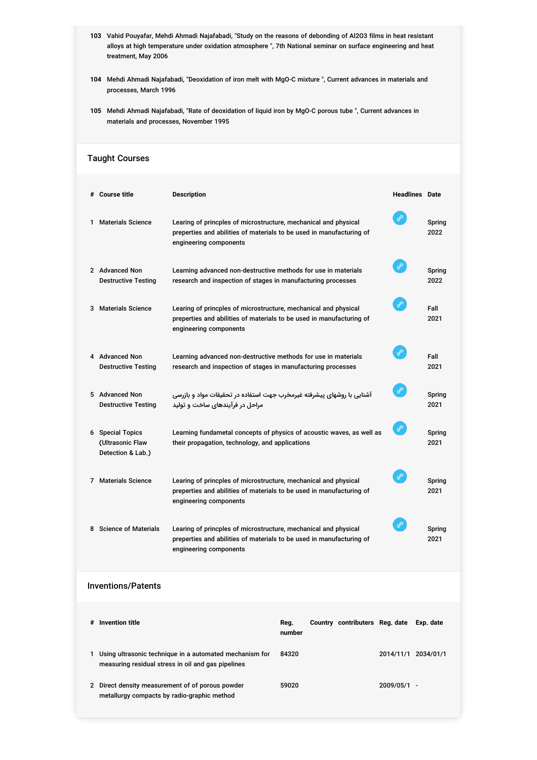103 Vahid Pouyafar, Mehdi Ahmadi Najafabadi, "Study on the reasons of debonding of $Al_2O_3$ films in heat resistant alloys at high temperature under oxidation atmosphere ", 7th National seminar on surface engineering and heat treatment, May 2006

104 Mehdi Ahmadi Najafabadi, "Deoxidation of iron melt with MgO-C mixture ", Current advances in materials and processes, March 1996

105 Mehdi Ahmadi Najafabadi, "Rate of deoxidation of liquid iron by MgO-C porous tube ", Current advances in materials and processes, November 1995

## Taught Courses

| # | Course title | Description | Headlines | Date |
|---|---|---|---|---|
| 1 | Materials Science | Learing of princples of microstructure, mechanical and physical preperties and abilities of materials to be used in manufacturing of engineering components | | Spring 2022 |
| 2 | Advanced Non Destructive Testing | Learning advanced non-destructive methods for use in materials research and inspection of stages in manufacturing processes | | Spring 2022 |
| 3 | Materials Science | Learing of princples of microstructure, mechanical and physical preperties and abilities of materials to be used in manufacturing of engineering components | | Fall 2021 |
| 4 | Advanced Non Destructive Testing | Learning advanced non-destructive methods for use in materials research and inspection of stages in manufacturing processes | | Fall 2021 |
| 5 | Advanced Non Destructive Testing | آشنایی با روشهای پیشرفته غیرمخرب جهت استفاده در تحقیقات مواد و بازرسی مراحل در فرآیندهای ساخت و تولید | | Spring 2021 |
| 6 | Special Topics (Ultrasonic Flaw Detection & Lab.) | Learning fundametal concepts of physics of acoustic waves, as well as their propagation, technology, and applications | | Spring 2021 |
| 7 | Materials Science | Learing of princples of microstructure, mechanical and physical preperties and abilities of materials to be used in manufacturing of engineering components | | Spring 2021 |
| 8 | Science of Materials | Learing of princples of microstructure, mechanical and physical preperties and abilities of materials to be used in manufacturing of engineering components | | Spring 2021 |

## Inventions/Patents

| # | Invention title | Reg. number | Country | contributers | Reg. date | Exp. date |
|---|---|---|---|---|---|---|
| 1 | Using ultrasonic technique in a automated mechanism for measuring residual stress in oil and gas pipelines | 84320 | | | 2014/11/1 | 2034/01/1 |
| 2 | Direct density measurement of of porous powder metallurgy compacts by radio-graphic method | 59020 | | | 2009/05/1 | - |